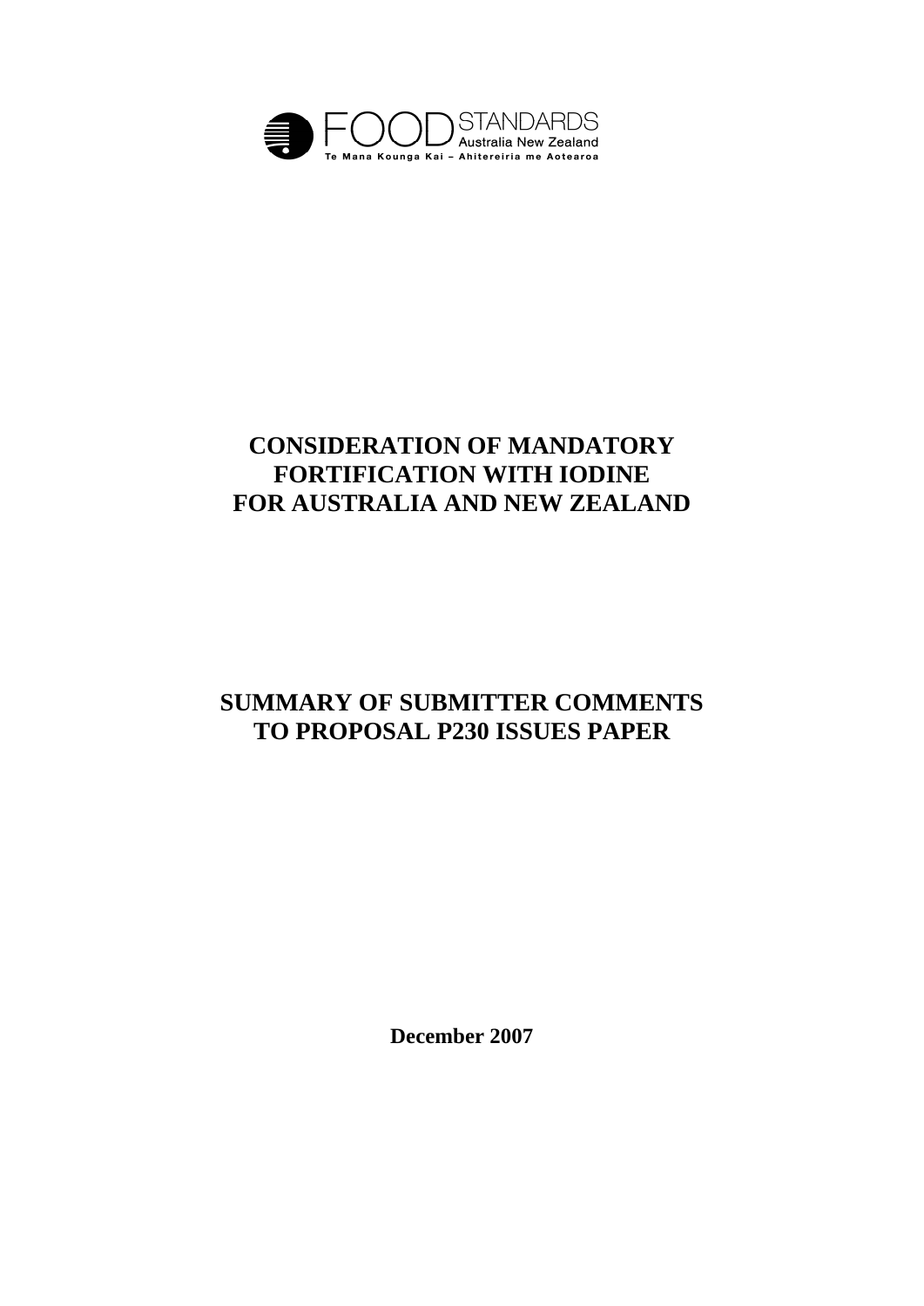FOOD STANDARDS Australia New Zealand

Te Mana Kounga Kai – Ahitereiria me Aotearoa

# CONSIDERATION OF MANDATORY FORTIFICATION WITH IODINE FOR AUSTRALIA AND NEW ZEALAND

# SUMMARY OF SUBMITTER COMMENTS TO PROPOSAL P230 ISSUES PAPER

**December 2007**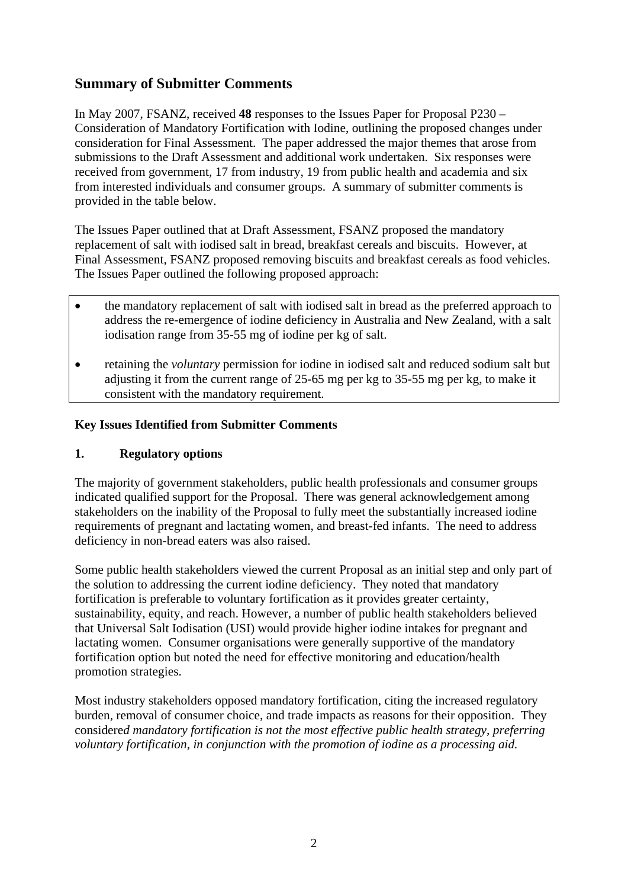## Summary of Submitter Comments

In May 2007, FSANZ, received **48** responses to the Issues Paper for Proposal P230 – Consideration of Mandatory Fortification with Iodine, outlining the proposed changes under consideration for Final Assessment. The paper addressed the major themes that arose from submissions to the Draft Assessment and additional work undertaken. Six responses were received from government, 17 from industry, 19 from public health and academia and six from interested individuals and consumer groups. A summary of submitter comments is provided in the table below.

The Issues Paper outlined that at Draft Assessment, FSANZ proposed the mandatory replacement of salt with iodised salt in bread, breakfast cereals and biscuits. However, at Final Assessment, FSANZ proposed removing biscuits and breakfast cereals as food vehicles. The Issues Paper outlined the following proposed approach:

- the mandatory replacement of salt with iodised salt in bread as the preferred approach to address the re-emergence of iodine deficiency in Australia and New Zealand, with a salt iodisation range from 35-55 mg of iodine per kg of salt.
- retaining the *voluntary* permission for iodine in iodised salt and reduced sodium salt but adjusting it from the current range of 25-65 mg per kg to 35-55 mg per kg, to make it consistent with the mandatory requirement.

### Key Issues Identified from Submitter Comments

### 1. Regulatory options

The majority of government stakeholders, public health professionals and consumer groups indicated qualified support for the Proposal. There was general acknowledgement among stakeholders on the inability of the Proposal to fully meet the substantially increased iodine requirements of pregnant and lactating women, and breast-fed infants. The need to address deficiency in non-bread eaters was also raised.

Some public health stakeholders viewed the current Proposal as an initial step and only part of the solution to addressing the current iodine deficiency. They noted that mandatory fortification is preferable to voluntary fortification as it provides greater certainty, sustainability, equity, and reach. However, a number of public health stakeholders believed that Universal Salt Iodisation (USI) would provide higher iodine intakes for pregnant and lactating women. Consumer organisations were generally supportive of the mandatory fortification option but noted the need for effective monitoring and education/health promotion strategies.

Most industry stakeholders opposed mandatory fortification, citing the increased regulatory burden, removal of consumer choice, and trade impacts as reasons for their opposition. They considere*d mandatory fortification is not the most effective public health strategy, preferring voluntary fortification, in conjunction with the promotion of iodine as a processing aid.*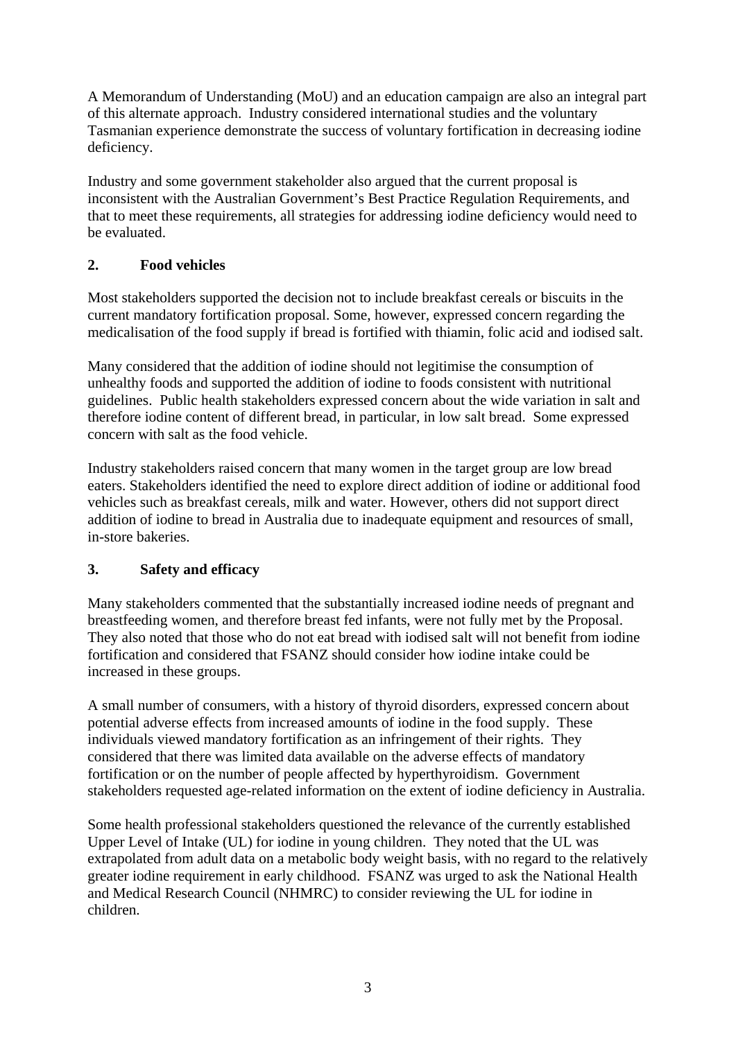A Memorandum of Understanding (MoU) and an education campaign are also an integral part of this alternate approach. Industry considered international studies and the voluntary Tasmanian experience demonstrate the success of voluntary fortification in decreasing iodine deficiency.

Industry and some government stakeholder also argued that the current proposal is inconsistent with the Australian Government's Best Practice Regulation Requirements, and that to meet these requirements, all strategies for addressing iodine deficiency would need to be evaluated.

## 2. Food vehicles

Most stakeholders supported the decision not to include breakfast cereals or biscuits in the current mandatory fortification proposal. Some, however, expressed concern regarding the medicalisation of the food supply if bread is fortified with thiamin, folic acid and iodised salt.

Many considered that the addition of iodine should not legitimise the consumption of unhealthy foods and supported the addition of iodine to foods consistent with nutritional guidelines. Public health stakeholders expressed concern about the wide variation in salt and therefore iodine content of different bread, in particular, in low salt bread. Some expressed concern with salt as the food vehicle.

Industry stakeholders raised concern that many women in the target group are low bread eaters. Stakeholders identified the need to explore direct addition of iodine or additional food vehicles such as breakfast cereals, milk and water. However, others did not support direct addition of iodine to bread in Australia due to inadequate equipment and resources of small, in-store bakeries.

## 3. Safety and efficacy

Many stakeholders commented that the substantially increased iodine needs of pregnant and breastfeeding women, and therefore breast fed infants, were not fully met by the Proposal. They also noted that those who do not eat bread with iodised salt will not benefit from iodine fortification and considered that FSANZ should consider how iodine intake could be increased in these groups.

A small number of consumers, with a history of thyroid disorders, expressed concern about potential adverse effects from increased amounts of iodine in the food supply. These individuals viewed mandatory fortification as an infringement of their rights. They considered that there was limited data available on the adverse effects of mandatory fortification or on the number of people affected by hyperthyroidism. Government stakeholders requested age-related information on the extent of iodine deficiency in Australia.

Some health professional stakeholders questioned the relevance of the currently established Upper Level of Intake (UL) for iodine in young children. They noted that the UL was extrapolated from adult data on a metabolic body weight basis, with no regard to the relatively greater iodine requirement in early childhood. FSANZ was urged to ask the National Health and Medical Research Council (NHMRC) to consider reviewing the UL for iodine in children.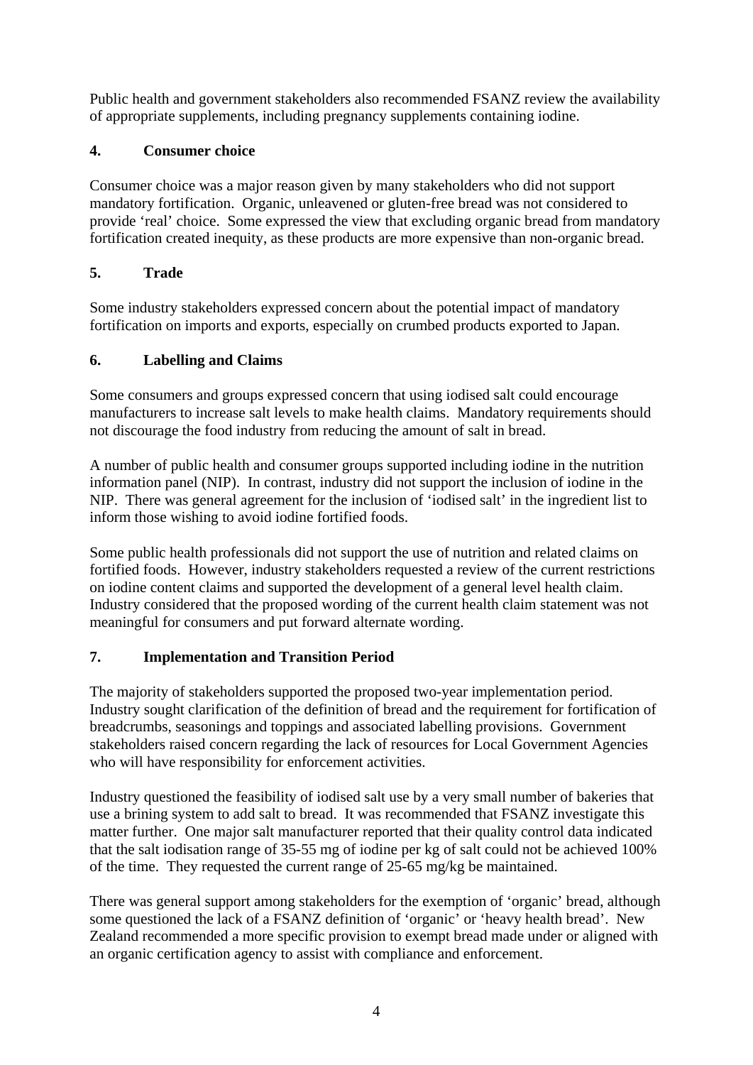Public health and government stakeholders also recommended FSANZ review the availability of appropriate supplements, including pregnancy supplements containing iodine.

## 4. Consumer choice

Consumer choice was a major reason given by many stakeholders who did not support mandatory fortification. Organic, unleavened or gluten-free bread was not considered to provide 'real' choice. Some expressed the view that excluding organic bread from mandatory fortification created inequity, as these products are more expensive than non-organic bread.

## 5. Trade

Some industry stakeholders expressed concern about the potential impact of mandatory fortification on imports and exports, especially on crumbed products exported to Japan.

## 6. Labelling and Claims

Some consumers and groups expressed concern that using iodised salt could encourage manufacturers to increase salt levels to make health claims. Mandatory requirements should not discourage the food industry from reducing the amount of salt in bread.

A number of public health and consumer groups supported including iodine in the nutrition information panel (NIP). In contrast, industry did not support the inclusion of iodine in the NIP. There was general agreement for the inclusion of 'iodised salt' in the ingredient list to inform those wishing to avoid iodine fortified foods.

Some public health professionals did not support the use of nutrition and related claims on fortified foods. However, industry stakeholders requested a review of the current restrictions on iodine content claims and supported the development of a general level health claim. Industry considered that the proposed wording of the current health claim statement was not meaningful for consumers and put forward alternate wording.

## 7. Implementation and Transition Period

The majority of stakeholders supported the proposed two-year implementation period. Industry sought clarification of the definition of bread and the requirement for fortification of breadcrumbs, seasonings and toppings and associated labelling provisions. Government stakeholders raised concern regarding the lack of resources for Local Government Agencies who will have responsibility for enforcement activities.

Industry questioned the feasibility of iodised salt use by a very small number of bakeries that use a brining system to add salt to bread. It was recommended that FSANZ investigate this matter further. One major salt manufacturer reported that their quality control data indicated that the salt iodisation range of 35-55 mg of iodine per kg of salt could not be achieved 100% of the time. They requested the current range of 25-65 mg/kg be maintained.

There was general support among stakeholders for the exemption of 'organic' bread, although some questioned the lack of a FSANZ definition of 'organic' or 'heavy health bread'. New Zealand recommended a more specific provision to exempt bread made under or aligned with an organic certification agency to assist with compliance and enforcement.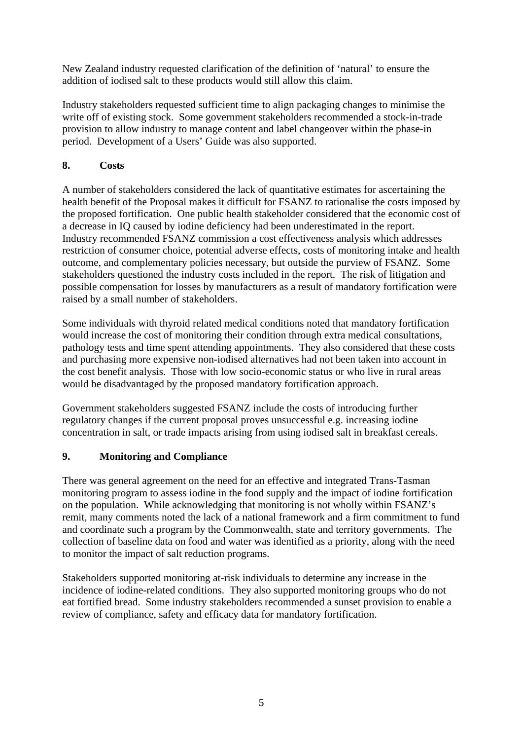New Zealand industry requested clarification of the definition of 'natural' to ensure the addition of iodised salt to these products would still allow this claim.

Industry stakeholders requested sufficient time to align packaging changes to minimise the write off of existing stock. Some government stakeholders recommended a stock-in-trade provision to allow industry to manage content and label changeover within the phase-in period. Development of a Users' Guide was also supported.

## 8. Costs

A number of stakeholders considered the lack of quantitative estimates for ascertaining the health benefit of the Proposal makes it difficult for FSANZ to rationalise the costs imposed by the proposed fortification. One public health stakeholder considered that the economic cost of a decrease in IQ caused by iodine deficiency had been underestimated in the report. Industry recommended FSANZ commission a cost effectiveness analysis which addresses restriction of consumer choice, potential adverse effects, costs of monitoring intake and health outcome, and complementary policies necessary, but outside the purview of FSANZ. Some stakeholders questioned the industry costs included in the report. The risk of litigation and possible compensation for losses by manufacturers as a result of mandatory fortification were raised by a small number of stakeholders.

Some individuals with thyroid related medical conditions noted that mandatory fortification would increase the cost of monitoring their condition through extra medical consultations, pathology tests and time spent attending appointments. They also considered that these costs and purchasing more expensive non-iodised alternatives had not been taken into account in the cost benefit analysis. Those with low socio-economic status or who live in rural areas would be disadvantaged by the proposed mandatory fortification approach.

Government stakeholders suggested FSANZ include the costs of introducing further regulatory changes if the current proposal proves unsuccessful e.g. increasing iodine concentration in salt, or trade impacts arising from using iodised salt in breakfast cereals.

## 9. Monitoring and Compliance

There was general agreement on the need for an effective and integrated Trans-Tasman monitoring program to assess iodine in the food supply and the impact of iodine fortification on the population. While acknowledging that monitoring is not wholly within FSANZ's remit, many comments noted the lack of a national framework and a firm commitment to fund and coordinate such a program by the Commonwealth, state and territory governments. The collection of baseline data on food and water was identified as a priority, along with the need to monitor the impact of salt reduction programs.

Stakeholders supported monitoring at-risk individuals to determine any increase in the incidence of iodine-related conditions. They also supported monitoring groups who do not eat fortified bread. Some industry stakeholders recommended a sunset provision to enable a review of compliance, safety and efficacy data for mandatory fortification.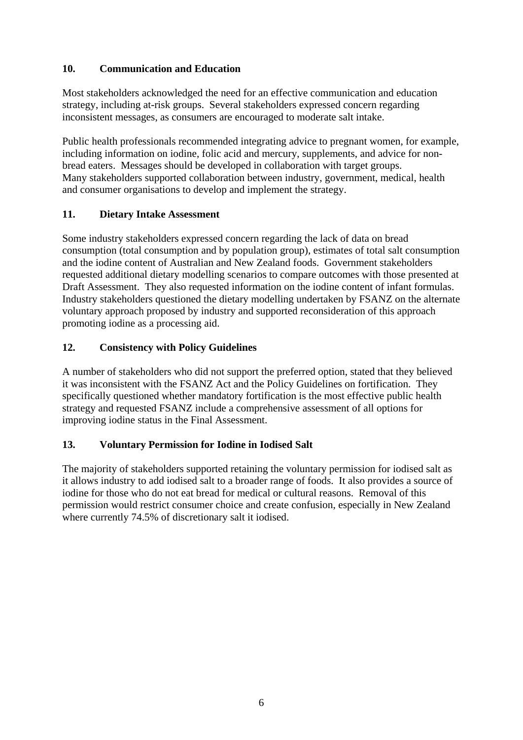## 10. Communication and Education

Most stakeholders acknowledged the need for an effective communication and education strategy, including at-risk groups. Several stakeholders expressed concern regarding inconsistent messages, as consumers are encouraged to moderate salt intake.

Public health professionals recommended integrating advice to pregnant women, for example, including information on iodine, folic acid and mercury, supplements, and advice for non-bread eaters. Messages should be developed in collaboration with target groups. Many stakeholders supported collaboration between industry, government, medical, health and consumer organisations to develop and implement the strategy.

## 11. Dietary Intake Assessment

Some industry stakeholders expressed concern regarding the lack of data on bread consumption (total consumption and by population group), estimates of total salt consumption and the iodine content of Australian and New Zealand foods. Government stakeholders requested additional dietary modelling scenarios to compare outcomes with those presented at Draft Assessment. They also requested information on the iodine content of infant formulas. Industry stakeholders questioned the dietary modelling undertaken by FSANZ on the alternate voluntary approach proposed by industry and supported reconsideration of this approach promoting iodine as a processing aid.

## 12. Consistency with Policy Guidelines

A number of stakeholders who did not support the preferred option, stated that they believed it was inconsistent with the FSANZ Act and the Policy Guidelines on fortification. They specifically questioned whether mandatory fortification is the most effective public health strategy and requested FSANZ include a comprehensive assessment of all options for improving iodine status in the Final Assessment.

## 13. Voluntary Permission for Iodine in Iodised Salt

The majority of stakeholders supported retaining the voluntary permission for iodised salt as it allows industry to add iodised salt to a broader range of foods. It also provides a source of iodine for those who do not eat bread for medical or cultural reasons. Removal of this permission would restrict consumer choice and create confusion, especially in New Zealand where currently 74.5% of discretionary salt it iodised.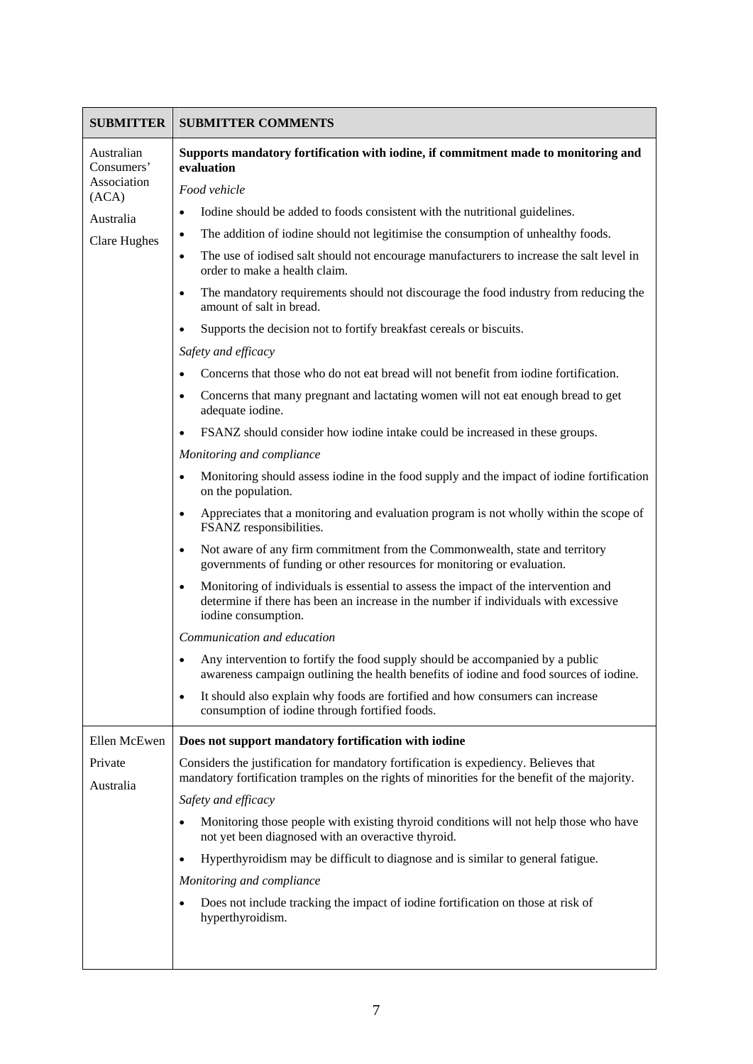| SUBMITTER | SUBMITTER COMMENTS |
|---|---|
| Australian Consumers' Association (ACA)<br>Australia<br>Clare Hughes | **Supports mandatory fortification with iodine, if commitment made to monitoring and evaluation**<br>*Food vehicle*<br>• Iodine should be added to foods consistent with the nutritional guidelines.<br>• The addition of iodine should not legitimise the consumption of unhealthy foods.<br>• The use of iodised salt should not encourage manufacturers to increase the salt level in order to make a health claim.<br>• The mandatory requirements should not discourage the food industry from reducing the amount of salt in bread.<br>• Supports the decision not to fortify breakfast cereals or biscuits.<br>*Safety and efficacy*<br>• Concerns that those who do not eat bread will not benefit from iodine fortification.<br>• Concerns that many pregnant and lactating women will not eat enough bread to get adequate iodine.<br>• FSANZ should consider how iodine intake could be increased in these groups.<br>*Monitoring and compliance*<br>• Monitoring should assess iodine in the food supply and the impact of iodine fortification on the population.<br>• Appreciates that a monitoring and evaluation program is not wholly within the scope of FSANZ responsibilities.<br>• Not aware of any firm commitment from the Commonwealth, state and territory governments of funding or other resources for monitoring or evaluation.<br>• Monitoring of individuals is essential to assess the impact of the intervention and determine if there has been an increase in the number if individuals with excessive iodine consumption.<br>*Communication and education*<br>• Any intervention to fortify the food supply should be accompanied by a public awareness campaign outlining the health benefits of iodine and food sources of iodine.<br>• It should also explain why foods are fortified and how consumers can increase consumption of iodine through fortified foods. |
| Ellen McEwen<br>Private<br>Australia | **Does not support mandatory fortification with iodine**<br>Considers the justification for mandatory fortification is expediency. Believes that mandatory fortification tramples on the rights of minorities for the benefit of the majority.<br>*Safety and efficacy*<br>• Monitoring those people with existing thyroid conditions will not help those who have not yet been diagnosed with an overactive thyroid.<br>• Hyperthyroidism may be difficult to diagnose and is similar to general fatigue.<br>*Monitoring and compliance*<br>• Does not include tracking the impact of iodine fortification on those at risk of hyperthyroidism. |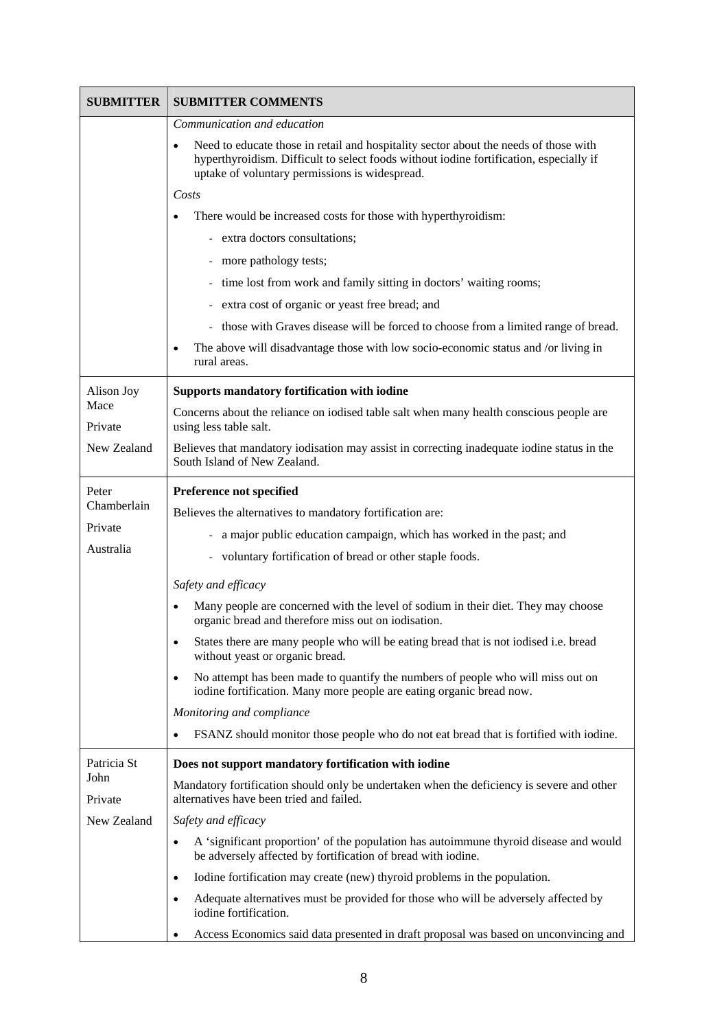| SUBMITTER | SUBMITTER COMMENTS |
|---|---|
| | *Communication and education*<br>• Need to educate those in retail and hospitality sector about the needs of those with hyperthyroidism. Difficult to select foods without iodine fortification, especially if uptake of voluntary permissions is widespread.<br>*Costs*<br>• There would be increased costs for those with hyperthyroidism:<br>- extra doctors consultations;<br>- more pathology tests;<br>- time lost from work and family sitting in doctors' waiting rooms;<br>- extra cost of organic or yeast free bread; and<br>- those with Graves disease will be forced to choose from a limited range of bread.<br>• The above will disadvantage those with low socio-economic status and /or living in rural areas. |
| Alison Joy Mace<br>Private<br>New Zealand | **Supports mandatory fortification with iodine**<br>Concerns about the reliance on iodised table salt when many health conscious people are using less table salt.<br>Believes that mandatory iodisation may assist in correcting inadequate iodine status in the South Island of New Zealand. |
| Peter Chamberlain<br>Private<br>Australia | **Preference not specified**<br>Believes the alternatives to mandatory fortification are:<br>- a major public education campaign, which has worked in the past; and<br>- voluntary fortification of bread or other staple foods.<br>*Safety and efficacy*<br>• Many people are concerned with the level of sodium in their diet. They may choose organic bread and therefore miss out on iodisation.<br>• States there are many people who will be eating bread that is not iodised i.e. bread without yeast or organic bread.<br>• No attempt has been made to quantify the numbers of people who will miss out on iodine fortification. Many more people are eating organic bread now.<br>*Monitoring and compliance*<br>• FSANZ should monitor those people who do not eat bread that is fortified with iodine. |
| Patricia St John<br>Private<br>New Zealand | **Does not support mandatory fortification with iodine**<br>Mandatory fortification should only be undertaken when the deficiency is severe and other alternatives have been tried and failed.<br>*Safety and efficacy*<br>• A 'significant proportion' of the population has autoimmune thyroid disease and would be adversely affected by fortification of bread with iodine.<br>• Iodine fortification may create (new) thyroid problems in the population.<br>• Adequate alternatives must be provided for those who will be adversely affected by iodine fortification.<br>• Access Economics said data presented in draft proposal was based on unconvincing and |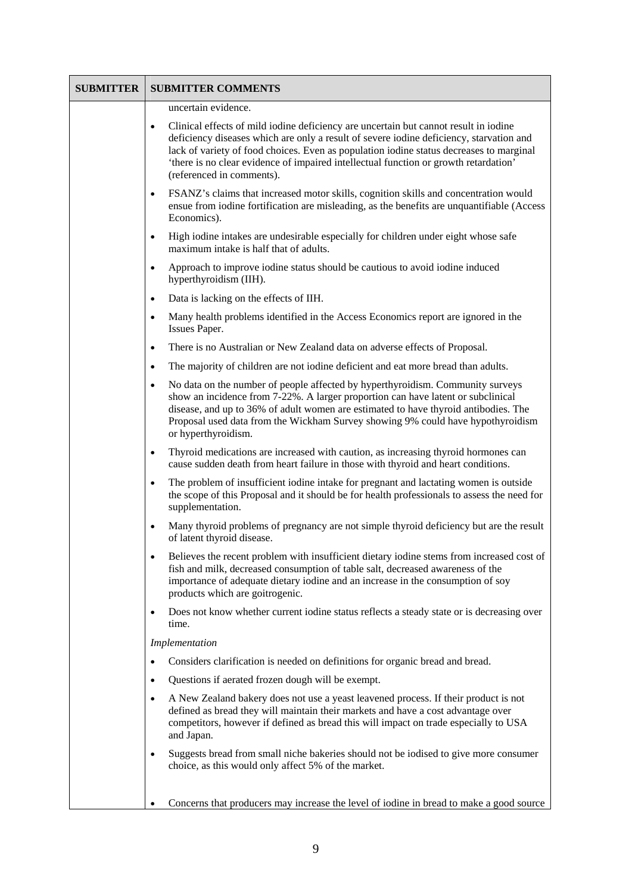| SUBMITTER | SUBMITTER COMMENTS |
| --- | --- |
| | uncertain evidence.<br>• Clinical effects of mild iodine deficiency are uncertain but cannot result in iodine deficiency diseases which are only a result of severe iodine deficiency, starvation and lack of variety of food choices. Even as population iodine status decreases to marginal 'there is no clear evidence of impaired intellectual function or growth retardation' (referenced in comments).<br>• FSANZ's claims that increased motor skills, cognition skills and concentration would ensue from iodine fortification are misleading, as the benefits are unquantifiable (Access Economics).<br>• High iodine intakes are undesirable especially for children under eight whose safe maximum intake is half that of adults.<br>• Approach to improve iodine status should be cautious to avoid iodine induced hyperthyroidism (IIH).<br>• Data is lacking on the effects of IIH.<br>• Many health problems identified in the Access Economics report are ignored in the Issues Paper.<br>• There is no Australian or New Zealand data on adverse effects of Proposal.<br>• The majority of children are not iodine deficient and eat more bread than adults.<br>• No data on the number of people affected by hyperthyroidism. Community surveys show an incidence from 7-22%. A larger proportion can have latent or subclinical disease, and up to 36% of adult women are estimated to have thyroid antibodies. The Proposal used data from the Wickham Survey showing 9% could have hypothyroidism or hyperthyroidism.<br>• Thyroid medications are increased with caution, as increasing thyroid hormones can cause sudden death from heart failure in those with thyroid and heart conditions.<br>• The problem of insufficient iodine intake for pregnant and lactating women is outside the scope of this Proposal and it should be for health professionals to assess the need for supplementation.<br>• Many thyroid problems of pregnancy are not simple thyroid deficiency but are the result of latent thyroid disease.<br>• Believes the recent problem with insufficient dietary iodine stems from increased cost of fish and milk, decreased consumption of table salt, decreased awareness of the importance of adequate dietary iodine and an increase in the consumption of soy products which are goitrogenic.<br>• Does not know whether current iodine status reflects a steady state or is decreasing over time.<br>*Implementation*<br>• Considers clarification is needed on definitions for organic bread and bread.<br>• Questions if aerated frozen dough will be exempt.<br>• A New Zealand bakery does not use a yeast leavened process. If their product is not defined as bread they will maintain their markets and have a cost advantage over competitors, however if defined as bread this will impact on trade especially to USA and Japan.<br>• Suggests bread from small niche bakeries should not be iodised to give more consumer choice, as this would only affect 5% of the market.<br>• Concerns that producers may increase the level of iodine in bread to make a good source |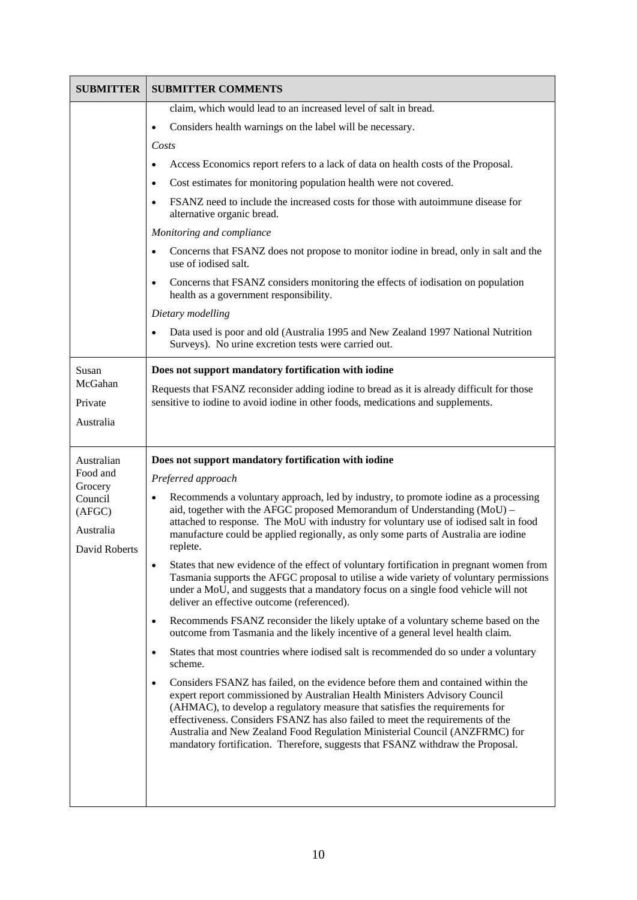| SUBMITTER | SUBMITTER COMMENTS |
|---|---|
| | claim, which would lead to an increased level of salt in bread.<br>• Considers health warnings on the label will be necessary.<br>*Costs*<br>• Access Economics report refers to a lack of data on health costs of the Proposal.<br>• Cost estimates for monitoring population health were not covered.<br>• FSANZ need to include the increased costs for those with autoimmune disease for alternative organic bread.<br>*Monitoring and compliance*<br>• Concerns that FSANZ does not propose to monitor iodine in bread, only in salt and the use of iodised salt.<br>• Concerns that FSANZ considers monitoring the effects of iodisation on population health as a government responsibility.<br>*Dietary modelling*<br>• Data used is poor and old (Australia 1995 and New Zealand 1997 National Nutrition Surveys). No urine excretion tests were carried out. |
| Susan McGahan<br>Private<br>Australia | **Does not support mandatory fortification with iodine**<br>Requests that FSANZ reconsider adding iodine to bread as it is already difficult for those sensitive to iodine to avoid iodine in other foods, medications and supplements. |
| Australian Food and Grocery Council (AFGC)<br>Australia<br>David Roberts | **Does not support mandatory fortification with iodine**<br>*Preferred approach*<br>• Recommends a voluntary approach, led by industry, to promote iodine as a processing aid, together with the AFGC proposed Memorandum of Understanding (MoU) – attached to response. The MoU with industry for voluntary use of iodised salt in food manufacture could be applied regionally, as only some parts of Australia are iodine replete.<br>• States that new evidence of the effect of voluntary fortification in pregnant women from Tasmania supports the AFGC proposal to utilise a wide variety of voluntary permissions under a MoU, and suggests that a mandatory focus on a single food vehicle will not deliver an effective outcome (referenced).<br>• Recommends FSANZ reconsider the likely uptake of a voluntary scheme based on the outcome from Tasmania and the likely incentive of a general level health claim.<br>• States that most countries where iodised salt is recommended do so under a voluntary scheme.<br>• Considers FSANZ has failed, on the evidence before them and contained within the expert report commissioned by Australian Health Ministers Advisory Council (AHMAC), to develop a regulatory measure that satisfies the requirements for effectiveness. Considers FSANZ has also failed to meet the requirements of the Australia and New Zealand Food Regulation Ministerial Council (ANZFRMC) for mandatory fortification. Therefore, suggests that FSANZ withdraw the Proposal. |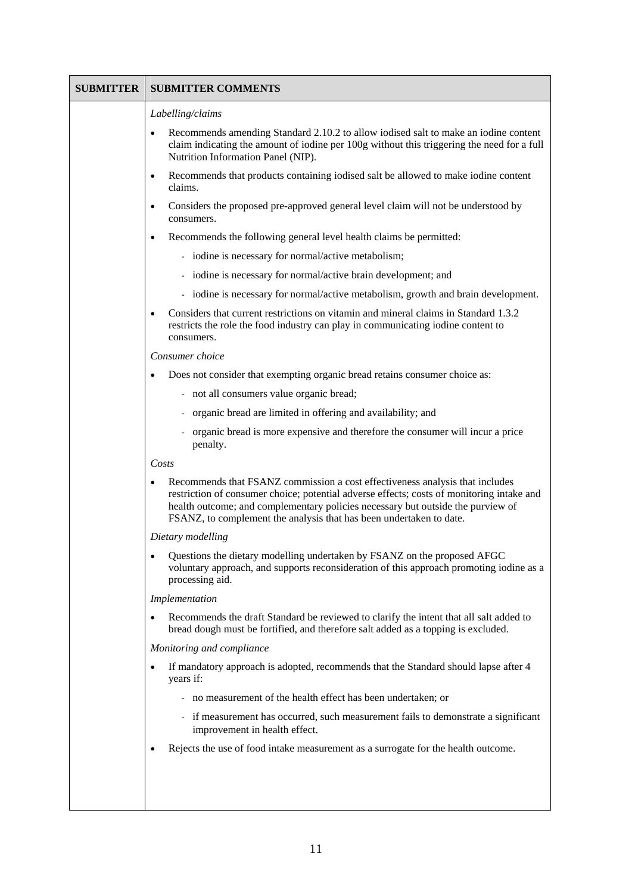| SUBMITTER | SUBMITTER COMMENTS |
|---|---|
| | *Labelling/claims*<br>• Recommends amending Standard 2.10.2 to allow iodised salt to make an iodine content claim indicating the amount of iodine per 100g without this triggering the need for a full Nutrition Information Panel (NIP).<br>• Recommends that products containing iodised salt be allowed to make iodine content claims.<br>• Considers the proposed pre-approved general level claim will not be understood by consumers.<br>• Recommends the following general level health claims be permitted:<br>  - iodine is necessary for normal/active metabolism;<br>  - iodine is necessary for normal/active brain development; and<br>  - iodine is necessary for normal/active metabolism, growth and brain development.<br>• Considers that current restrictions on vitamin and mineral claims in Standard 1.3.2 restricts the role the food industry can play in communicating iodine content to consumers.<br>*Consumer choice*<br>• Does not consider that exempting organic bread retains consumer choice as:<br>  - not all consumers value organic bread;<br>  - organic bread are limited in offering and availability; and<br>  - organic bread is more expensive and therefore the consumer will incur a price penalty.<br>*Costs*<br>• Recommends that FSANZ commission a cost effectiveness analysis that includes restriction of consumer choice; potential adverse effects; costs of monitoring intake and health outcome; and complementary policies necessary but outside the purview of FSANZ, to complement the analysis that has been undertaken to date.<br>*Dietary modelling*<br>• Questions the dietary modelling undertaken by FSANZ on the proposed AFGC voluntary approach, and supports reconsideration of this approach promoting iodine as a processing aid.<br>*Implementation*<br>• Recommends the draft Standard be reviewed to clarify the intent that all salt added to bread dough must be fortified, and therefore salt added as a topping is excluded.<br>*Monitoring and compliance*<br>• If mandatory approach is adopted, recommends that the Standard should lapse after 4 years if:<br>  - no measurement of the health effect has been undertaken; or<br>  - if measurement has occurred, such measurement fails to demonstrate a significant improvement in health effect.<br>• Rejects the use of food intake measurement as a surrogate for the health outcome. |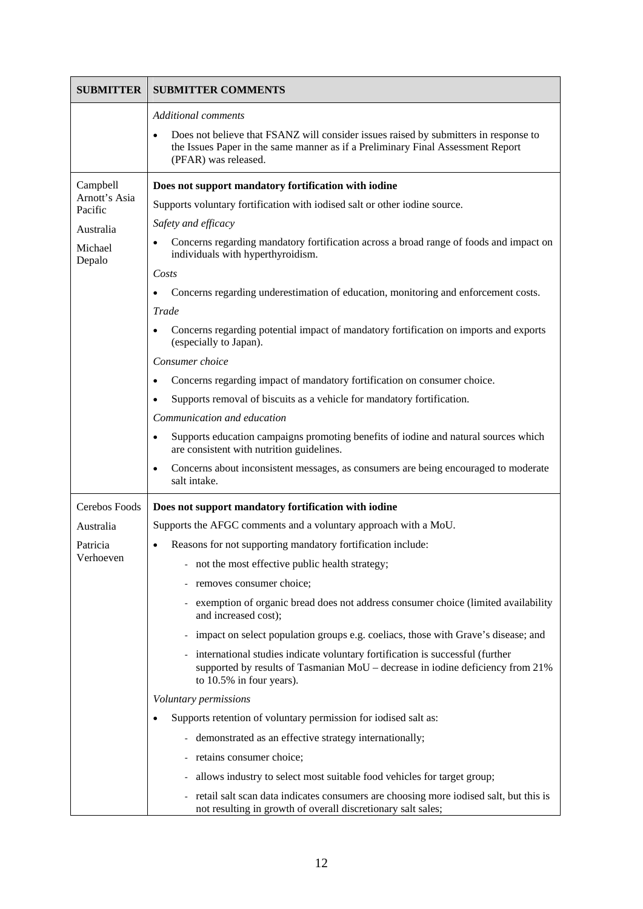| SUBMITTER | SUBMITTER COMMENTS |
|---|---|
| | *Additional comments*<br>• Does not believe that FSANZ will consider issues raised by submitters in response to the Issues Paper in the same manner as if a Preliminary Final Assessment Report (PFAR) was released. |
| Campbell Arnott's Asia Pacific<br><br>Australia<br><br>Michael Depalo | **Does not support mandatory fortification with iodine**<br>Supports voluntary fortification with iodised salt or other iodine source.<br>*Safety and efficacy*<br>• Concerns regarding mandatory fortification across a broad range of foods and impact on individuals with hyperthyroidism.<br>*Costs*<br>• Concerns regarding underestimation of education, monitoring and enforcement costs.<br>*Trade*<br>• Concerns regarding potential impact of mandatory fortification on imports and exports (especially to Japan).<br>*Consumer choice*<br>• Concerns regarding impact of mandatory fortification on consumer choice.<br>• Supports removal of biscuits as a vehicle for mandatory fortification.<br>*Communication and education*<br>• Supports education campaigns promoting benefits of iodine and natural sources which are consistent with nutrition guidelines.<br>• Concerns about inconsistent messages, as consumers are being encouraged to moderate salt intake. |
| Cerebos Foods<br><br>Australia<br><br>Patricia Verhoeven | **Does not support mandatory fortification with iodine**<br>Supports the AFGC comments and a voluntary approach with a MoU.<br>• Reasons for not supporting mandatory fortification include:<br>- not the most effective public health strategy;<br>- removes consumer choice;<br>- exemption of organic bread does not address consumer choice (limited availability and increased cost);<br>- impact on select population groups e.g. coeliacs, those with Grave's disease; and<br>- international studies indicate voluntary fortification is successful (further supported by results of Tasmanian MoU – decrease in iodine deficiency from 21% to 10.5% in four years).<br>*Voluntary permissions*<br>• Supports retention of voluntary permission for iodised salt as:<br>- demonstrated as an effective strategy internationally;<br>- retains consumer choice;<br>- allows industry to select most suitable food vehicles for target group;<br>- retail salt scan data indicates consumers are choosing more iodised salt, but this is not resulting in growth of overall discretionary salt sales; |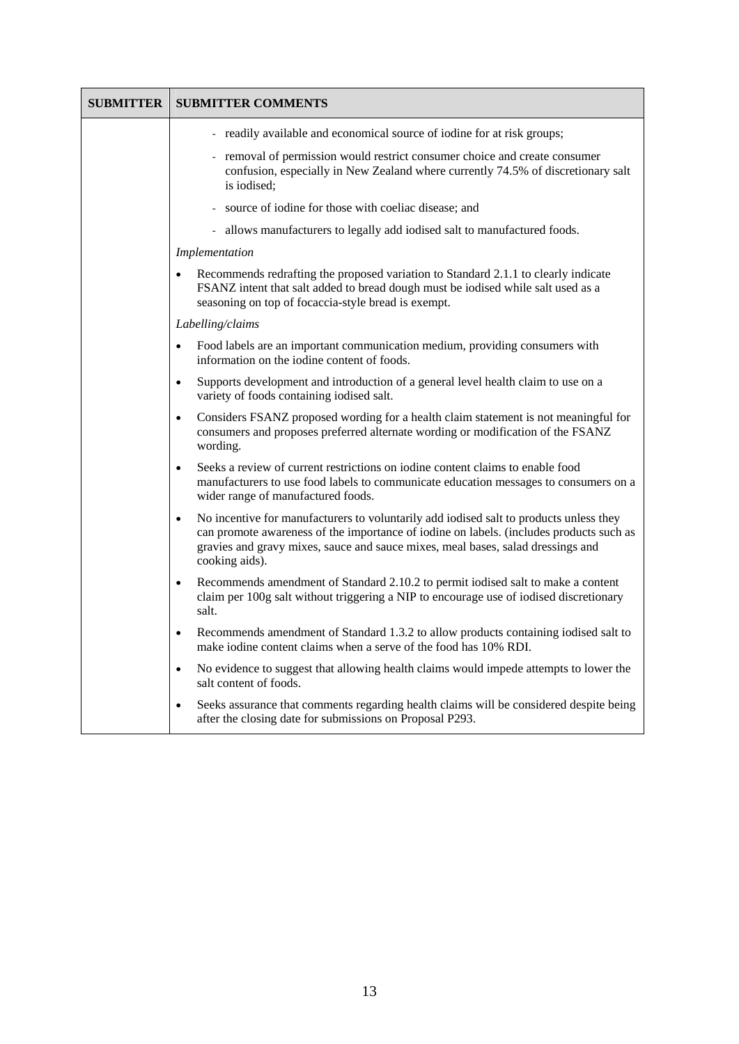| SUBMITTER | SUBMITTER COMMENTS |
| --- | --- |
| | - readily available and economical source of iodine for at risk groups;<br>- removal of permission would restrict consumer choice and create consumer confusion, especially in New Zealand where currently 74.5% of discretionary salt is iodised;<br>- source of iodine for those with coeliac disease; and<br>- allows manufacturers to legally add iodised salt to manufactured foods.<br>*Implementation*<br>• Recommends redrafting the proposed variation to Standard 2.1.1 to clearly indicate FSANZ intent that salt added to bread dough must be iodised while salt used as a seasoning on top of focaccia-style bread is exempt.<br>*Labelling/claims*<br>• Food labels are an important communication medium, providing consumers with information on the iodine content of foods.<br>• Supports development and introduction of a general level health claim to use on a variety of foods containing iodised salt.<br>• Considers FSANZ proposed wording for a health claim statement is not meaningful for consumers and proposes preferred alternate wording or modification of the FSANZ wording.<br>• Seeks a review of current restrictions on iodine content claims to enable food manufacturers to use food labels to communicate education messages to consumers on a wider range of manufactured foods.<br>• No incentive for manufacturers to voluntarily add iodised salt to products unless they can promote awareness of the importance of iodine on labels. (includes products such as gravies and gravy mixes, sauce and sauce mixes, meal bases, salad dressings and cooking aids).<br>• Recommends amendment of Standard 2.10.2 to permit iodised salt to make a content claim per 100g salt without triggering a NIP to encourage use of iodised discretionary salt.<br>• Recommends amendment of Standard 1.3.2 to allow products containing iodised salt to make iodine content claims when a serve of the food has 10% RDI.<br>• No evidence to suggest that allowing health claims would impede attempts to lower the salt content of foods.<br>• Seeks assurance that comments regarding health claims will be considered despite being after the closing date for submissions on Proposal P293. |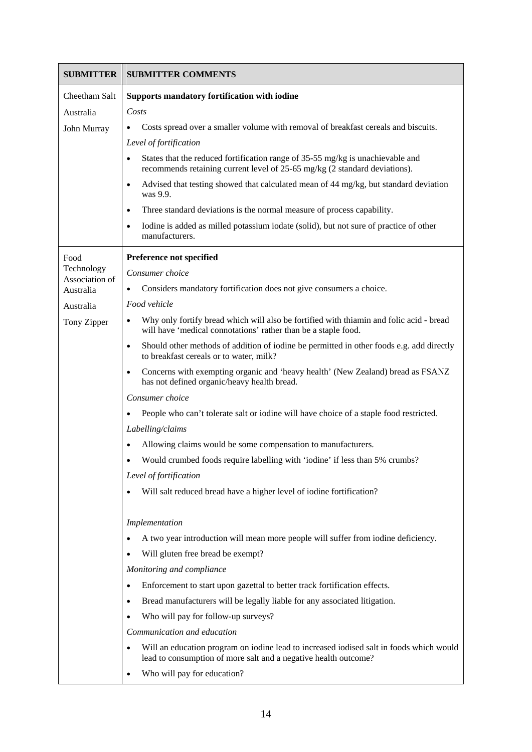| SUBMITTER | SUBMITTER COMMENTS |
|---|---|
| Cheetham Salt<br><br>Australia<br><br>John Murray | **Supports mandatory fortification with iodine**<br><br>*Costs*<br><br>• Costs spread over a smaller volume with removal of breakfast cereals and biscuits.<br><br>*Level of fortification*<br><br>• States that the reduced fortification range of 35-55 mg/kg is unachievable and recommends retaining current level of 25-65 mg/kg (2 standard deviations).<br><br>• Advised that testing showed that calculated mean of 44 mg/kg, but standard deviation was 9.9.<br><br>• Three standard deviations is the normal measure of process capability.<br><br>• Iodine is added as milled potassium iodate (solid), but not sure of practice of other manufacturers. |
| Food Technology Association of Australia<br><br>Australia<br><br>Tony Zipper | **Preference not specified**<br><br>*Consumer choice*<br><br>• Considers mandatory fortification does not give consumers a choice.<br><br>*Food vehicle*<br><br>• Why only fortify bread which will also be fortified with thiamin and folic acid - bread will have 'medical connotations' rather than be a staple food.<br><br>• Should other methods of addition of iodine be permitted in other foods e.g. add directly to breakfast cereals or to water, milk?<br><br>• Concerns with exempting organic and 'heavy health' (New Zealand) bread as FSANZ has not defined organic/heavy health bread.<br><br>*Consumer choice*<br><br>• People who can't tolerate salt or iodine will have choice of a staple food restricted.<br><br>*Labelling/claims*<br><br>• Allowing claims would be some compensation to manufacturers.<br><br>• Would crumbed foods require labelling with 'iodine' if less than 5% crumbs?<br><br>*Level of fortification*<br><br>• Will salt reduced bread have a higher level of iodine fortification?<br><br>*Implementation*<br><br>• A two year introduction will mean more people will suffer from iodine deficiency.<br><br>• Will gluten free bread be exempt?<br><br>*Monitoring and compliance*<br><br>• Enforcement to start upon gazettal to better track fortification effects.<br><br>• Bread manufacturers will be legally liable for any associated litigation.<br><br>• Who will pay for follow-up surveys?<br><br>*Communication and education*<br><br>• Will an education program on iodine lead to increased iodised salt in foods which would lead to consumption of more salt and a negative health outcome?<br><br>• Who will pay for education? |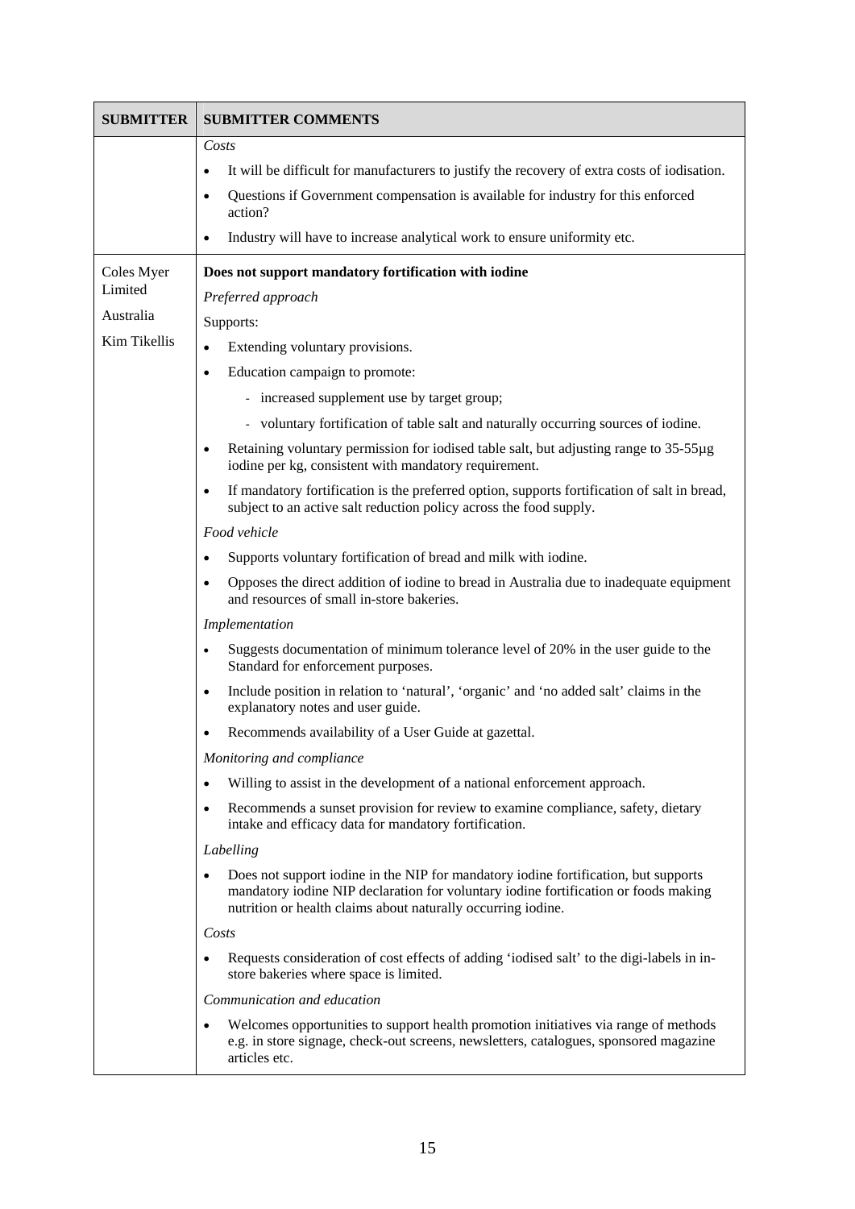| SUBMITTER | SUBMITTER COMMENTS |
|---|---|
| | *Costs*<br>• It will be difficult for manufacturers to justify the recovery of extra costs of iodisation.<br>• Questions if Government compensation is available for industry for this enforced action?<br>• Industry will have to increase analytical work to ensure uniformity etc. |
| Coles Myer Limited<br><br>Australia<br><br>Kim Tikellis | **Does not support mandatory fortification with iodine**<br>*Preferred approach*<br>Supports:<br>• Extending voluntary provisions.<br>• Education campaign to promote:<br>&nbsp;&nbsp;- increased supplement use by target group;<br>&nbsp;&nbsp;- voluntary fortification of table salt and naturally occurring sources of iodine.<br>• Retaining voluntary permission for iodised table salt, but adjusting range to 35-55μg iodine per kg, consistent with mandatory requirement.<br>• If mandatory fortification is the preferred option, supports fortification of salt in bread, subject to an active salt reduction policy across the food supply.<br>*Food vehicle*<br>• Supports voluntary fortification of bread and milk with iodine.<br>• Opposes the direct addition of iodine to bread in Australia due to inadequate equipment and resources of small in-store bakeries.<br>*Implementation*<br>• Suggests documentation of minimum tolerance level of 20% in the user guide to the Standard for enforcement purposes.<br>• Include position in relation to 'natural', 'organic' and 'no added salt' claims in the explanatory notes and user guide.<br>• Recommends availability of a User Guide at gazettal.<br>*Monitoring and compliance*<br>• Willing to assist in the development of a national enforcement approach.<br>• Recommends a sunset provision for review to examine compliance, safety, dietary intake and efficacy data for mandatory fortification.<br>*Labelling*<br>• Does not support iodine in the NIP for mandatory iodine fortification, but supports mandatory iodine NIP declaration for voluntary iodine fortification or foods making nutrition or health claims about naturally occurring iodine.<br>*Costs*<br>• Requests consideration of cost effects of adding 'iodised salt' to the digi-labels in in-store bakeries where space is limited.<br>*Communication and education*<br>• Welcomes opportunities to support health promotion initiatives via range of methods e.g. in store signage, check-out screens, newsletters, catalogues, sponsored magazine articles etc. |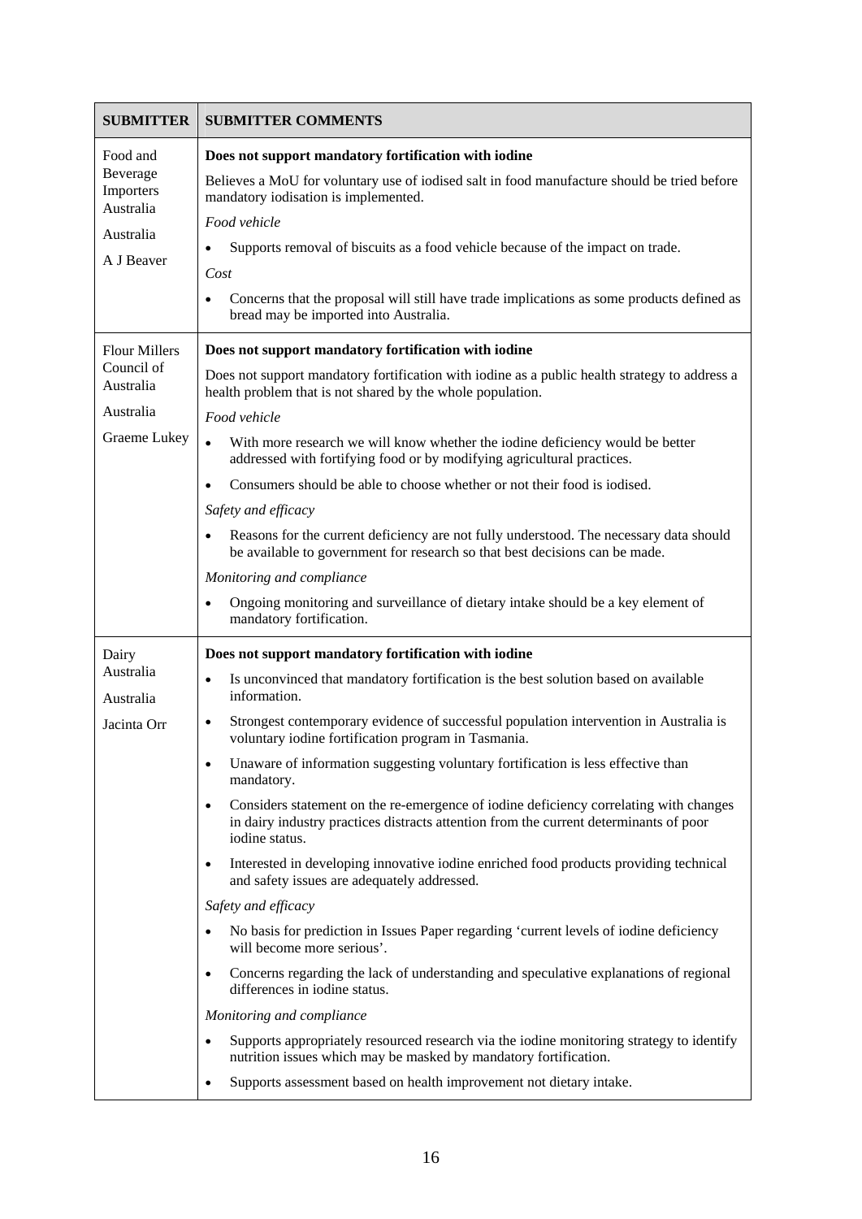| SUBMITTER | SUBMITTER COMMENTS |
|---|---|
| Food and Beverage Importers Australia<br><br>Australia<br><br>A J Beaver | **Does not support mandatory fortification with iodine**<br><br>Believes a MoU for voluntary use of iodised salt in food manufacture should be tried before mandatory iodisation is implemented.<br><br>*Food vehicle*<br><br>• Supports removal of biscuits as a food vehicle because of the impact on trade.<br><br>*Cost*<br><br>• Concerns that the proposal will still have trade implications as some products defined as bread may be imported into Australia. |
| Flour Millers Council of Australia<br><br>Australia<br><br>Graeme Lukey | **Does not support mandatory fortification with iodine**<br><br>Does not support mandatory fortification with iodine as a public health strategy to address a health problem that is not shared by the whole population.<br><br>*Food vehicle*<br><br>• With more research we will know whether the iodine deficiency would be better addressed with fortifying food or by modifying agricultural practices.<br><br>• Consumers should be able to choose whether or not their food is iodised.<br><br>*Safety and efficacy*<br><br>• Reasons for the current deficiency are not fully understood. The necessary data should be available to government for research so that best decisions can be made.<br><br>*Monitoring and compliance*<br><br>• Ongoing monitoring and surveillance of dietary intake should be a key element of mandatory fortification. |
| Dairy Australia<br><br>Australia<br><br>Jacinta Orr | **Does not support mandatory fortification with iodine**<br><br>• Is unconvinced that mandatory fortification is the best solution based on available information.<br><br>• Strongest contemporary evidence of successful population intervention in Australia is voluntary iodine fortification program in Tasmania.<br><br>• Unaware of information suggesting voluntary fortification is less effective than mandatory.<br><br>• Considers statement on the re-emergence of iodine deficiency correlating with changes in dairy industry practices distracts attention from the current determinants of poor iodine status.<br><br>• Interested in developing innovative iodine enriched food products providing technical and safety issues are adequately addressed.<br><br>*Safety and efficacy*<br><br>• No basis for prediction in Issues Paper regarding 'current levels of iodine deficiency will become more serious'.<br><br>• Concerns regarding the lack of understanding and speculative explanations of regional differences in iodine status.<br><br>*Monitoring and compliance*<br><br>• Supports appropriately resourced research via the iodine monitoring strategy to identify nutrition issues which may be masked by mandatory fortification.<br><br>• Supports assessment based on health improvement not dietary intake. |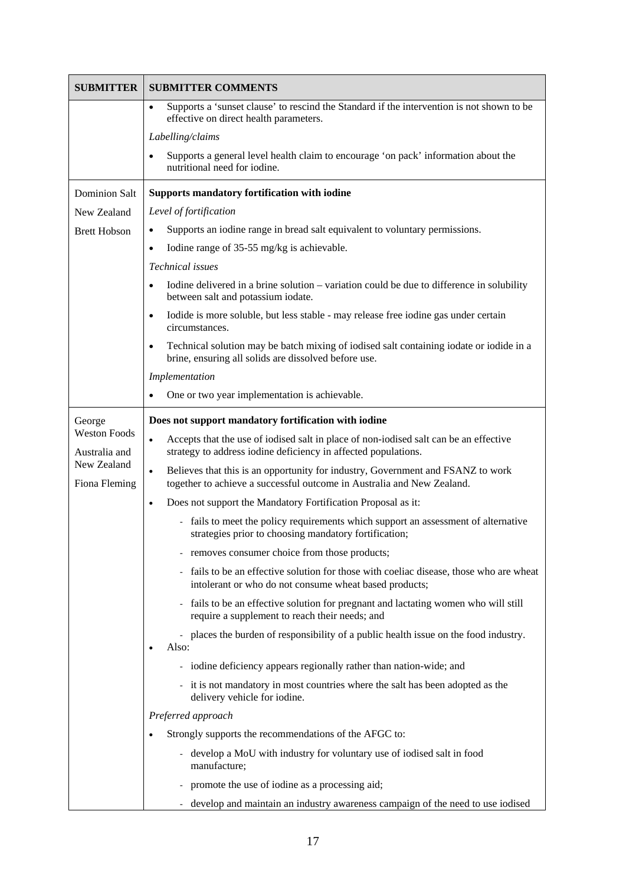| SUBMITTER | SUBMITTER COMMENTS |
|---|---|
| | • Supports a 'sunset clause' to rescind the Standard if the intervention is not shown to be effective on direct health parameters.<br>*Labelling/claims*<br>• Supports a general level health claim to encourage 'on pack' information about the nutritional need for iodine. |
| Dominion Salt<br>New Zealand<br>Brett Hobson | **Supports mandatory fortification with iodine**<br>*Level of fortification*<br>• Supports an iodine range in bread salt equivalent to voluntary permissions.<br>• Iodine range of 35-55 mg/kg is achievable.<br>*Technical issues*<br>• Iodine delivered in a brine solution – variation could be due to difference in solubility between salt and potassium iodate.<br>• Iodide is more soluble, but less stable - may release free iodine gas under certain circumstances.<br>• Technical solution may be batch mixing of iodised salt containing iodate or iodide in a brine, ensuring all solids are dissolved before use.<br>*Implementation*<br>• One or two year implementation is achievable. |
| George Weston Foods Australia and New Zealand<br>Fiona Fleming | **Does not support mandatory fortification with iodine**<br>• Accepts that the use of iodised salt in place of non-iodised salt can be an effective strategy to address iodine deficiency in affected populations.<br>• Believes that this is an opportunity for industry, Government and FSANZ to work together to achieve a successful outcome in Australia and New Zealand.<br>• Does not support the Mandatory Fortification Proposal as it:<br>- fails to meet the policy requirements which support an assessment of alternative strategies prior to choosing mandatory fortification;<br>- removes consumer choice from those products;<br>- fails to be an effective solution for those with coeliac disease, those who are wheat intolerant or who do not consume wheat based products;<br>- fails to be an effective solution for pregnant and lactating women who will still require a supplement to reach their needs; and<br>- places the burden of responsibility of a public health issue on the food industry.<br>• Also:<br>- iodine deficiency appears regionally rather than nation-wide; and<br>- it is not mandatory in most countries where the salt has been adopted as the delivery vehicle for iodine.<br>*Preferred approach*<br>• Strongly supports the recommendations of the AFGC to:<br>- develop a MoU with industry for voluntary use of iodised salt in food manufacture;<br>- promote the use of iodine as a processing aid;<br>- develop and maintain an industry awareness campaign of the need to use iodised |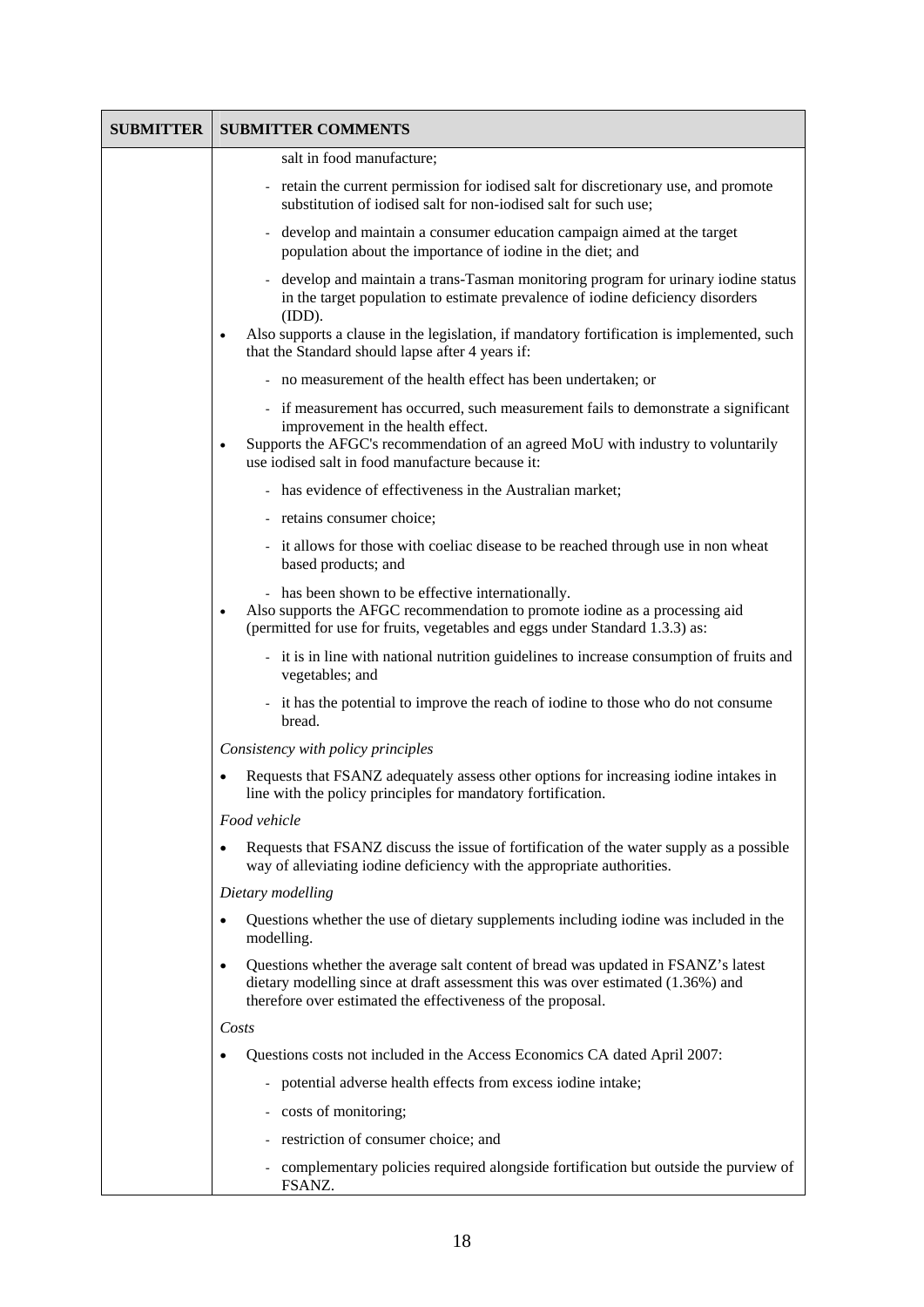| SUBMITTER | SUBMITTER COMMENTS |
|---|---|
| | salt in food manufacture;<br>- retain the current permission for iodised salt for discretionary use, and promote substitution of iodised salt for non-iodised salt for such use;<br>- develop and maintain a consumer education campaign aimed at the target population about the importance of iodine in the diet; and<br>- develop and maintain a trans-Tasman monitoring program for urinary iodine status in the target population to estimate prevalence of iodine deficiency disorders (IDD).<br>• Also supports a clause in the legislation, if mandatory fortification is implemented, such that the Standard should lapse after 4 years if:<br>- no measurement of the health effect has been undertaken; or<br>- if measurement has occurred, such measurement fails to demonstrate a significant improvement in the health effect.<br>• Supports the AFGC's recommendation of an agreed MoU with industry to voluntarily use iodised salt in food manufacture because it:<br>- has evidence of effectiveness in the Australian market;<br>- retains consumer choice;<br>- it allows for those with coeliac disease to be reached through use in non wheat based products; and<br>- has been shown to be effective internationally.<br>• Also supports the AFGC recommendation to promote iodine as a processing aid (permitted for use for fruits, vegetables and eggs under Standard 1.3.3) as:<br>- it is in line with national nutrition guidelines to increase consumption of fruits and vegetables; and<br>- it has the potential to improve the reach of iodine to those who do not consume bread.<br>*Consistency with policy principles*<br>• Requests that FSANZ adequately assess other options for increasing iodine intakes in line with the policy principles for mandatory fortification.<br>*Food vehicle*<br>• Requests that FSANZ discuss the issue of fortification of the water supply as a possible way of alleviating iodine deficiency with the appropriate authorities.<br>*Dietary modelling*<br>• Questions whether the use of dietary supplements including iodine was included in the modelling.<br>• Questions whether the average salt content of bread was updated in FSANZ's latest dietary modelling since at draft assessment this was over estimated (1.36%) and therefore over estimated the effectiveness of the proposal.<br>*Costs*<br>• Questions costs not included in the Access Economics CA dated April 2007:<br>- potential adverse health effects from excess iodine intake;<br>- costs of monitoring;<br>- restriction of consumer choice; and<br>- complementary policies required alongside fortification but outside the purview of FSANZ. |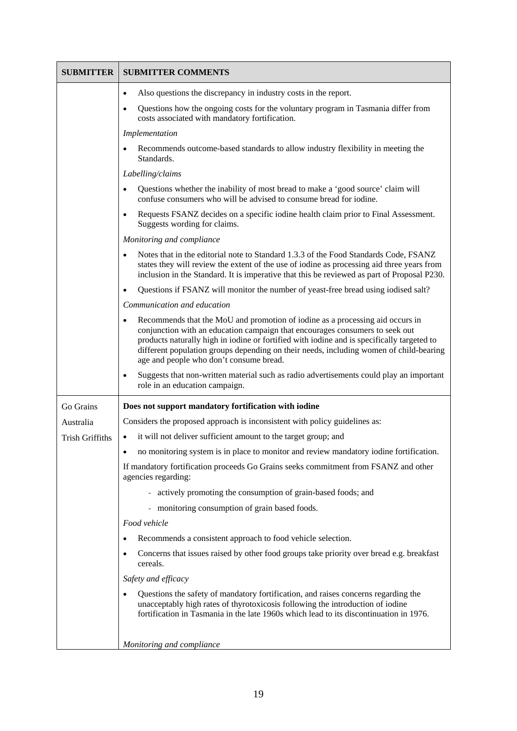| SUBMITTER | SUBMITTER COMMENTS |
|---|---|
| | • Also questions the discrepancy in industry costs in the report.<br>• Questions how the ongoing costs for the voluntary program in Tasmania differ from costs associated with mandatory fortification.<br>*Implementation*<br>• Recommends outcome-based standards to allow industry flexibility in meeting the Standards.<br>*Labelling/claims*<br>• Questions whether the inability of most bread to make a 'good source' claim will confuse consumers who will be advised to consume bread for iodine.<br>• Requests FSANZ decides on a specific iodine health claim prior to Final Assessment. Suggests wording for claims.<br>*Monitoring and compliance*<br>• Notes that in the editorial note to Standard 1.3.3 of the Food Standards Code, FSANZ states they will review the extent of the use of iodine as processing aid three years from inclusion in the Standard. It is imperative that this be reviewed as part of Proposal P230.<br>• Questions if FSANZ will monitor the number of yeast-free bread using iodised salt?<br>*Communication and education*<br>• Recommends that the MoU and promotion of iodine as a processing aid occurs in conjunction with an education campaign that encourages consumers to seek out products naturally high in iodine or fortified with iodine and is specifically targeted to different population groups depending on their needs, including women of child-bearing age and people who don't consume bread.<br>• Suggests that non-written material such as radio advertisements could play an important role in an education campaign. |
| Go Grains Australia<br>Trish Griffiths | **Does not support mandatory fortification with iodine**<br>Considers the proposed approach is inconsistent with policy guidelines as:<br>• it will not deliver sufficient amount to the target group; and<br>• no monitoring system is in place to monitor and review mandatory iodine fortification.<br>If mandatory fortification proceeds Go Grains seeks commitment from FSANZ and other agencies regarding:<br>- actively promoting the consumption of grain-based foods; and<br>- monitoring consumption of grain based foods.<br>*Food vehicle*<br>• Recommends a consistent approach to food vehicle selection.<br>• Concerns that issues raised by other food groups take priority over bread e.g. breakfast cereals.<br>*Safety and efficacy*<br>• Questions the safety of mandatory fortification, and raises concerns regarding the unacceptably high rates of thyrotoxicosis following the introduction of iodine fortification in Tasmania in the late 1960s which lead to its discontinuation in 1976.<br>*Monitoring and compliance* |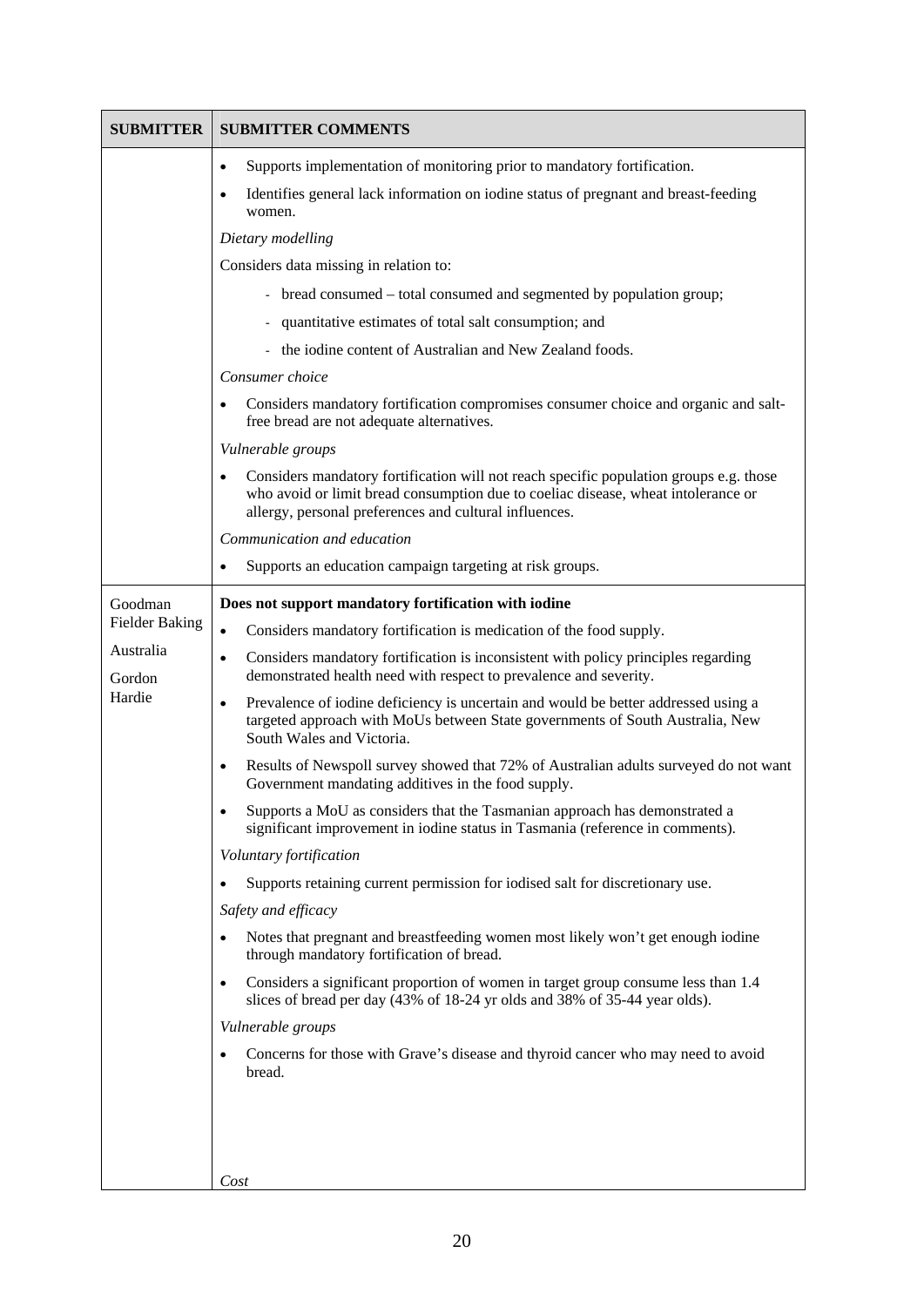| SUBMITTER | SUBMITTER COMMENTS |
|---|---|
| | • Supports implementation of monitoring prior to mandatory fortification.<br>• Identifies general lack information on iodine status of pregnant and breast-feeding women.<br>*Dietary modelling*<br>Considers data missing in relation to:<br>- bread consumed – total consumed and segmented by population group;<br>- quantitative estimates of total salt consumption; and<br>- the iodine content of Australian and New Zealand foods.<br>*Consumer choice*<br>• Considers mandatory fortification compromises consumer choice and organic and salt-free bread are not adequate alternatives.<br>*Vulnerable groups*<br>• Considers mandatory fortification will not reach specific population groups e.g. those who avoid or limit bread consumption due to coeliac disease, wheat intolerance or allergy, personal preferences and cultural influences.<br>*Communication and education*<br>• Supports an education campaign targeting at risk groups. |
| Goodman Fielder Baking Australia<br>Gordon Hardie | **Does not support mandatory fortification with iodine**<br>• Considers mandatory fortification is medication of the food supply.<br>• Considers mandatory fortification is inconsistent with policy principles regarding demonstrated health need with respect to prevalence and severity.<br>• Prevalence of iodine deficiency is uncertain and would be better addressed using a targeted approach with MoUs between State governments of South Australia, New South Wales and Victoria.<br>• Results of Newspoll survey showed that 72% of Australian adults surveyed do not want Government mandating additives in the food supply.<br>• Supports a MoU as considers that the Tasmanian approach has demonstrated a significant improvement in iodine status in Tasmania (reference in comments).<br>*Voluntary fortification*<br>• Supports retaining current permission for iodised salt for discretionary use.<br>*Safety and efficacy*<br>• Notes that pregnant and breastfeeding women most likely won't get enough iodine through mandatory fortification of bread.<br>• Considers a significant proportion of women in target group consume less than 1.4 slices of bread per day (43% of 18-24 yr olds and 38% of 35-44 year olds).<br>*Vulnerable groups*<br>• Concerns for those with Grave's disease and thyroid cancer who may need to avoid bread.<br>*Cost* |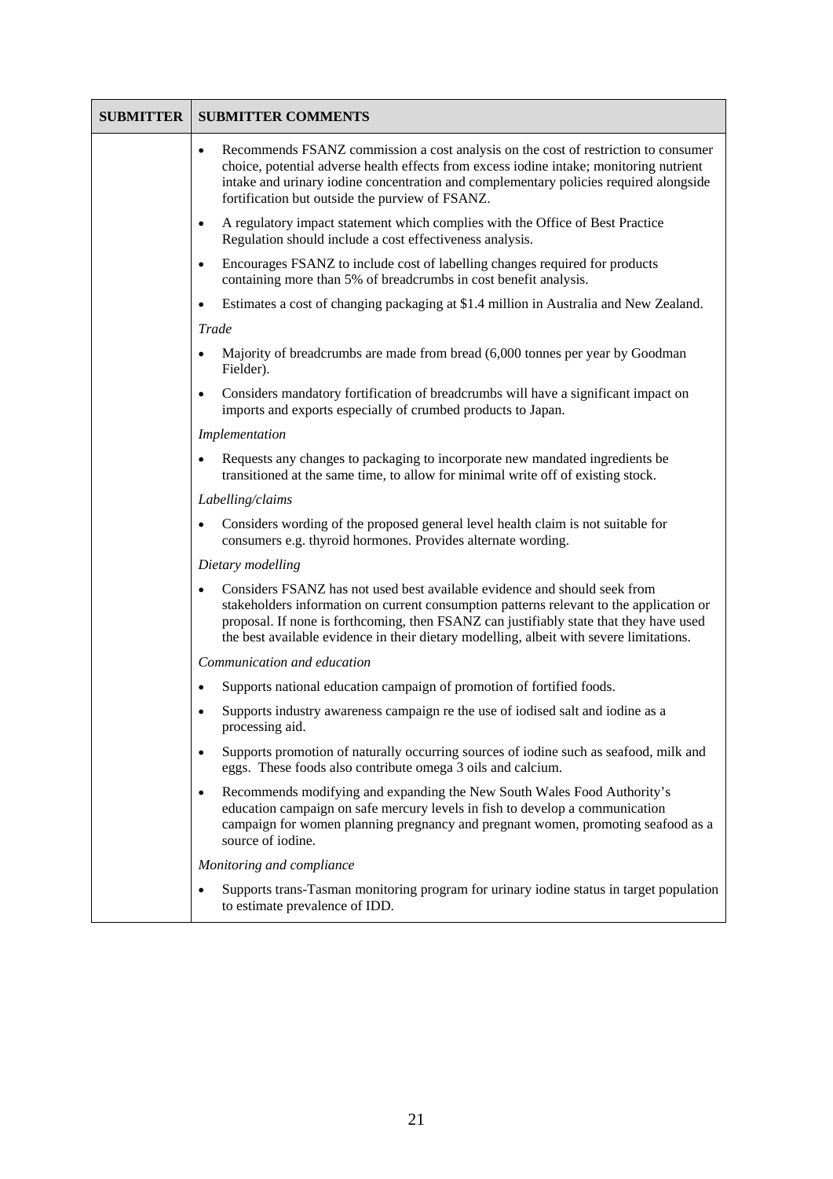| SUBMITTER | SUBMITTER COMMENTS |
|---|---|
| | • Recommends FSANZ commission a cost analysis on the cost of restriction to consumer choice, potential adverse health effects from excess iodine intake; monitoring nutrient intake and urinary iodine concentration and complementary policies required alongside fortification but outside the purview of FSANZ.<br>• A regulatory impact statement which complies with the Office of Best Practice Regulation should include a cost effectiveness analysis.<br>• Encourages FSANZ to include cost of labelling changes required for products containing more than 5% of breadcrumbs in cost benefit analysis.<br>• Estimates a cost of changing packaging at $1.4 million in Australia and New Zealand.<br>*Trade*<br>• Majority of breadcrumbs are made from bread (6,000 tonnes per year by Goodman Fielder).<br>• Considers mandatory fortification of breadcrumbs will have a significant impact on imports and exports especially of crumbed products to Japan.<br>*Implementation*<br>• Requests any changes to packaging to incorporate new mandated ingredients be transitioned at the same time, to allow for minimal write off of existing stock.<br>*Labelling/claims*<br>• Considers wording of the proposed general level health claim is not suitable for consumers e.g. thyroid hormones. Provides alternate wording.<br>*Dietary modelling*<br>• Considers FSANZ has not used best available evidence and should seek from stakeholders information on current consumption patterns relevant to the application or proposal. If none is forthcoming, then FSANZ can justifiably state that they have used the best available evidence in their dietary modelling, albeit with severe limitations.<br>*Communication and education*<br>• Supports national education campaign of promotion of fortified foods.<br>• Supports industry awareness campaign re the use of iodised salt and iodine as a processing aid.<br>• Supports promotion of naturally occurring sources of iodine such as seafood, milk and eggs. These foods also contribute omega 3 oils and calcium.<br>• Recommends modifying and expanding the New South Wales Food Authority's education campaign on safe mercury levels in fish to develop a communication campaign for women planning pregnancy and pregnant women, promoting seafood as a source of iodine.<br>*Monitoring and compliance*<br>• Supports trans-Tasman monitoring program for urinary iodine status in target population to estimate prevalence of IDD. |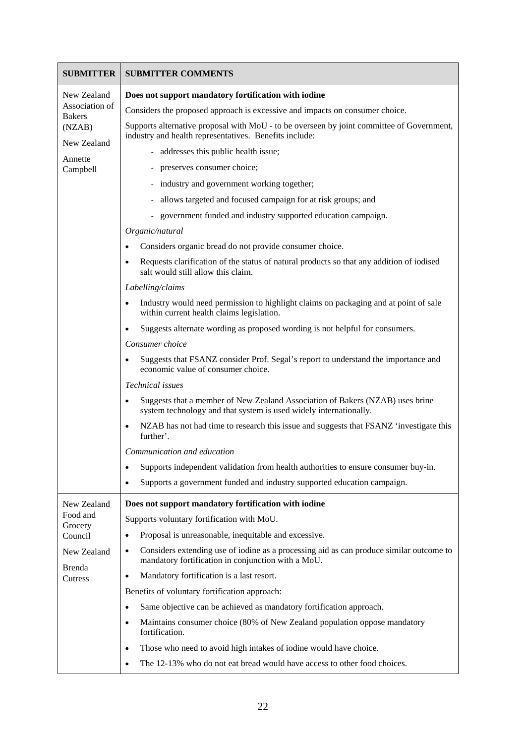| SUBMITTER | SUBMITTER COMMENTS |
|---|---|
| New Zealand Association of Bakers (NZAB)<br><br>New Zealand<br><br>Annette Campbell | **Does not support mandatory fortification with iodine**<br><br>Considers the proposed approach is excessive and impacts on consumer choice.<br><br>Supports alternative proposal with MoU - to be overseen by joint committee of Government, industry and health representatives. Benefits include:<br>- addresses this public health issue;<br>- preserves consumer choice;<br>- industry and government working together;<br>- allows targeted and focused campaign for at risk groups; and<br>- government funded and industry supported education campaign.<br><br>*Organic/natural*<br>• Considers organic bread do not provide consumer choice.<br>• Requests clarification of the status of natural products so that any addition of iodised salt would still allow this claim.<br><br>*Labelling/claims*<br>• Industry would need permission to highlight claims on packaging and at point of sale within current health claims legislation.<br>• Suggests alternate wording as proposed wording is not helpful for consumers.<br><br>*Consumer choice*<br>• Suggests that FSANZ consider Prof. Segal's report to understand the importance and economic value of consumer choice.<br><br>*Technical issues*<br>• Suggests that a member of New Zealand Association of Bakers (NZAB) uses brine system technology and that system is used widely internationally.<br>• NZAB has not had time to research this issue and suggests that FSANZ 'investigate this further'.<br><br>*Communication and education*<br>• Supports independent validation from health authorities to ensure consumer buy-in.<br>• Supports a government funded and industry supported education campaign. |
| New Zealand Food and Grocery Council<br><br>New Zealand<br><br>Brenda Cutress | **Does not support mandatory fortification with iodine**<br><br>Supports voluntary fortification with MoU.<br>• Proposal is unreasonable, inequitable and excessive.<br>• Considers extending use of iodine as a processing aid as can produce similar outcome to mandatory fortification in conjunction with a MoU.<br>• Mandatory fortification is a last resort.<br><br>Benefits of voluntary fortification approach:<br>• Same objective can be achieved as mandatory fortification approach.<br>• Maintains consumer choice (80% of New Zealand population oppose mandatory fortification.<br>• Those who need to avoid high intakes of iodine would have choice.<br>• The 12-13% who do not eat bread would have access to other food choices. |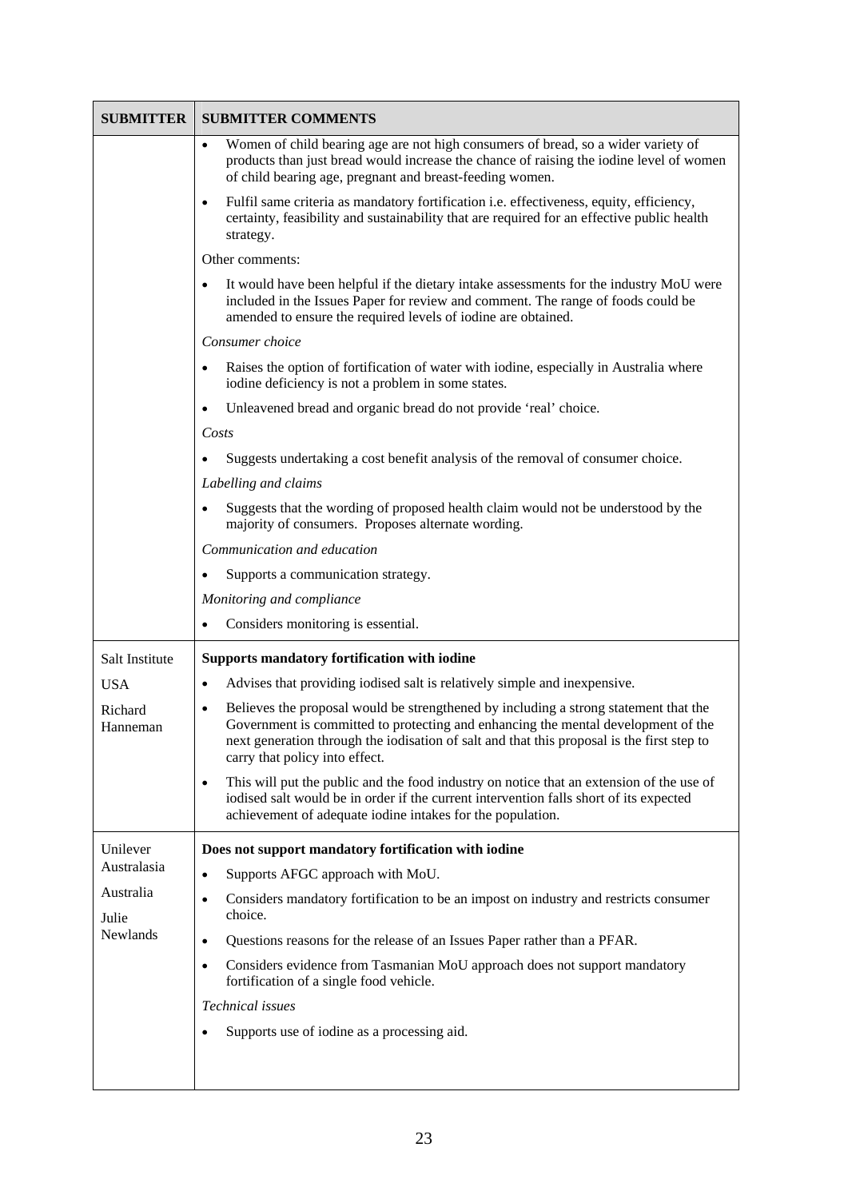| SUBMITTER | SUBMITTER COMMENTS |
|---|---|
| | • Women of child bearing age are not high consumers of bread, so a wider variety of products than just bread would increase the chance of raising the iodine level of women of child bearing age, pregnant and breast-feeding women.<br>• Fulfil same criteria as mandatory fortification i.e. effectiveness, equity, efficiency, certainty, feasibility and sustainability that are required for an effective public health strategy.<br>Other comments:<br>• It would have been helpful if the dietary intake assessments for the industry MoU were included in the Issues Paper for review and comment. The range of foods could be amended to ensure the required levels of iodine are obtained.<br>*Consumer choice*<br>• Raises the option of fortification of water with iodine, especially in Australia where iodine deficiency is not a problem in some states.<br>• Unleavened bread and organic bread do not provide 'real' choice.<br>*Costs*<br>• Suggests undertaking a cost benefit analysis of the removal of consumer choice.<br>*Labelling and claims*<br>• Suggests that the wording of proposed health claim would not be understood by the majority of consumers. Proposes alternate wording.<br>*Communication and education*<br>• Supports a communication strategy.<br>*Monitoring and compliance*<br>• Considers monitoring is essential. |
| Salt Institute<br>USA<br>Richard Hanneman | **Supports mandatory fortification with iodine**<br>• Advises that providing iodised salt is relatively simple and inexpensive.<br>• Believes the proposal would be strengthened by including a strong statement that the Government is committed to protecting and enhancing the mental development of the next generation through the iodisation of salt and that this proposal is the first step to carry that policy into effect.<br>• This will put the public and the food industry on notice that an extension of the use of iodised salt would be in order if the current intervention falls short of its expected achievement of adequate iodine intakes for the population. |
| Unilever Australasia<br>Australia<br>Julie Newlands | **Does not support mandatory fortification with iodine**<br>• Supports AFGC approach with MoU.<br>• Considers mandatory fortification to be an impost on industry and restricts consumer choice.<br>• Questions reasons for the release of an Issues Paper rather than a PFAR.<br>• Considers evidence from Tasmanian MoU approach does not support mandatory fortification of a single food vehicle.<br>*Technical issues*<br>• Supports use of iodine as a processing aid. |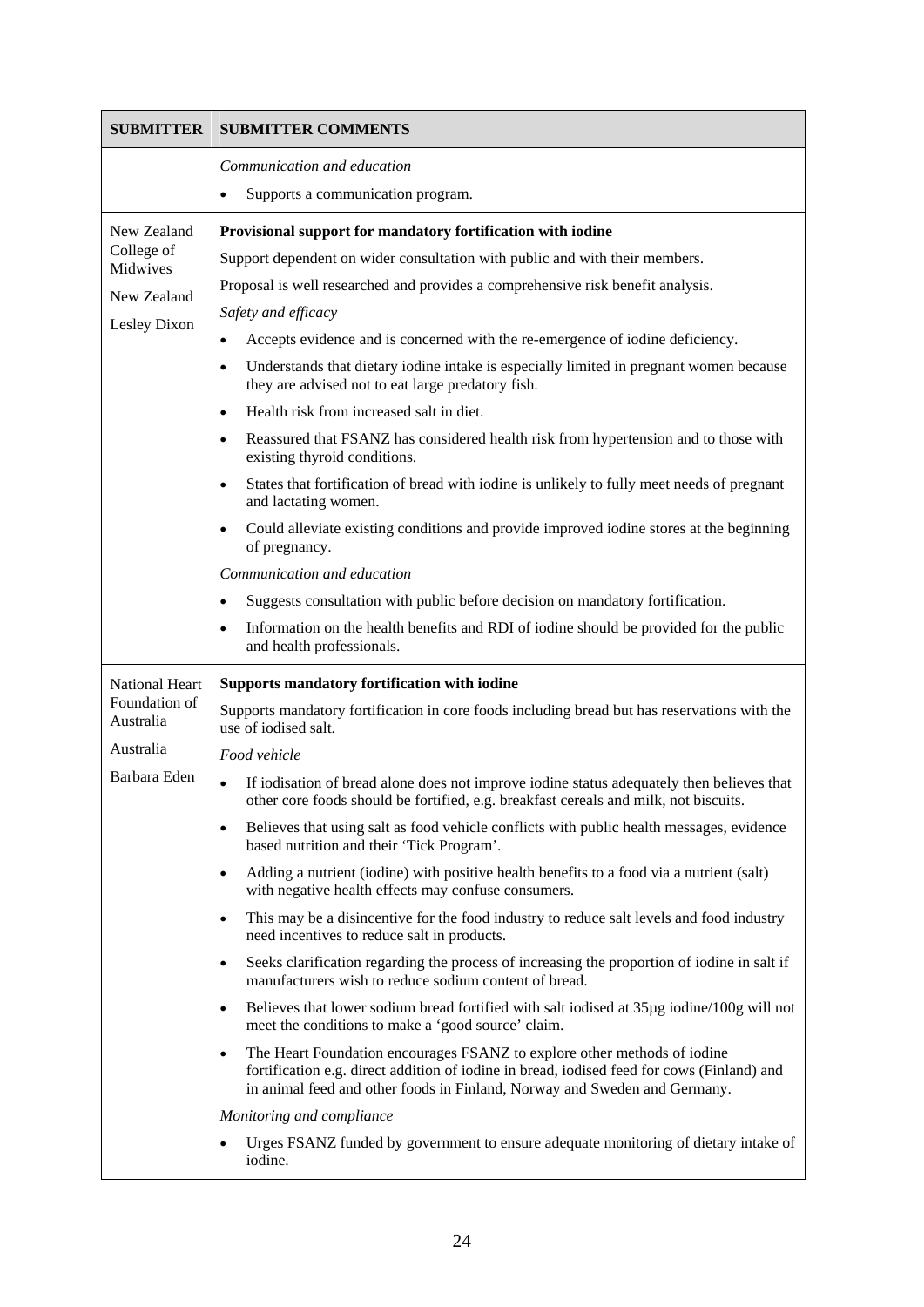| SUBMITTER | SUBMITTER COMMENTS |
| --- | --- |
| | *Communication and education*<br>• Supports a communication program. |
| New Zealand College of Midwives<br><br>New Zealand<br><br>Lesley Dixon | **Provisional support for mandatory fortification with iodine**<br>Support dependent on wider consultation with public and with their members.<br>Proposal is well researched and provides a comprehensive risk benefit analysis.<br>*Safety and efficacy*<br>• Accepts evidence and is concerned with the re-emergence of iodine deficiency.<br>• Understands that dietary iodine intake is especially limited in pregnant women because they are advised not to eat large predatory fish.<br>• Health risk from increased salt in diet.<br>• Reassured that FSANZ has considered health risk from hypertension and to those with existing thyroid conditions.<br>• States that fortification of bread with iodine is unlikely to fully meet needs of pregnant and lactating women.<br>• Could alleviate existing conditions and provide improved iodine stores at the beginning of pregnancy.<br>*Communication and education*<br>• Suggests consultation with public before decision on mandatory fortification.<br>• Information on the health benefits and RDI of iodine should be provided for the public and health professionals. |
| National Heart Foundation of Australia<br><br>Australia<br><br>Barbara Eden | **Supports mandatory fortification with iodine**<br>Supports mandatory fortification in core foods including bread but has reservations with the use of iodised salt.<br>*Food vehicle*<br>• If iodisation of bread alone does not improve iodine status adequately then believes that other core foods should be fortified, e.g. breakfast cereals and milk, not biscuits.<br>• Believes that using salt as food vehicle conflicts with public health messages, evidence based nutrition and their 'Tick Program'.<br>• Adding a nutrient (iodine) with positive health benefits to a food via a nutrient (salt) with negative health effects may confuse consumers.<br>• This may be a disincentive for the food industry to reduce salt levels and food industry need incentives to reduce salt in products.<br>• Seeks clarification regarding the process of increasing the proportion of iodine in salt if manufacturers wish to reduce sodium content of bread.<br>• Believes that lower sodium bread fortified with salt iodised at 35µg iodine/100g will not meet the conditions to make a 'good source' claim.<br>• The Heart Foundation encourages FSANZ to explore other methods of iodine fortification e.g. direct addition of iodine in bread, iodised feed for cows (Finland) and in animal feed and other foods in Finland, Norway and Sweden and Germany.<br>*Monitoring and compliance*<br>• Urges FSANZ funded by government to ensure adequate monitoring of dietary intake of iodine. |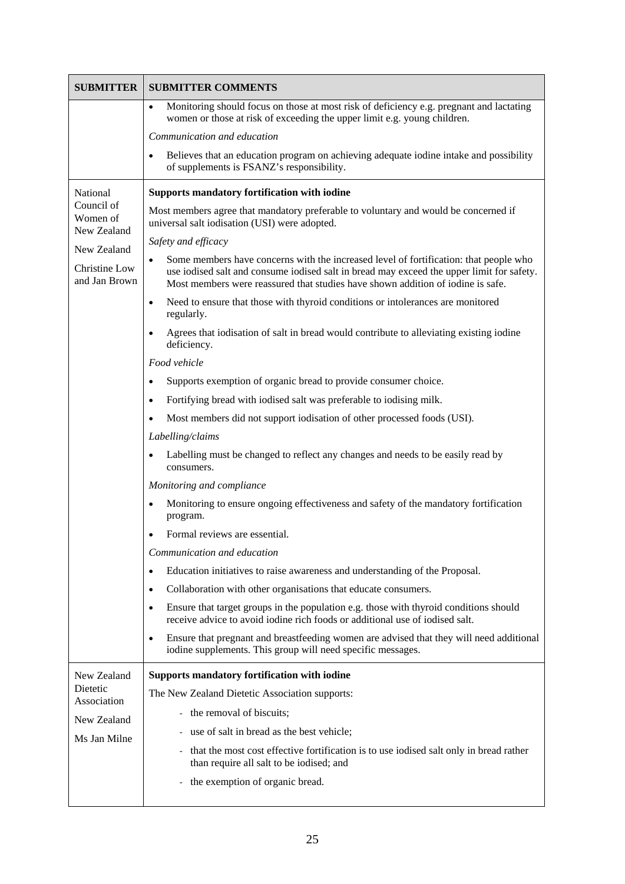| SUBMITTER | SUBMITTER COMMENTS |
|---|---|
| | • Monitoring should focus on those at most risk of deficiency e.g. pregnant and lactating women or those at risk of exceeding the upper limit e.g. young children.<br><br>*Communication and education*<br><br>• Believes that an education program on achieving adequate iodine intake and possibility of supplements is FSANZ's responsibility. |
| National Council of Women of New Zealand<br><br>New Zealand<br><br>Christine Low and Jan Brown | **Supports mandatory fortification with iodine**<br><br>Most members agree that mandatory preferable to voluntary and would be concerned if universal salt iodisation (USI) were adopted.<br><br>*Safety and efficacy*<br><br>• Some members have concerns with the increased level of fortification: that people who use iodised salt and consume iodised salt in bread may exceed the upper limit for safety. Most members were reassured that studies have shown addition of iodine is safe.<br><br>• Need to ensure that those with thyroid conditions or intolerances are monitored regularly.<br><br>• Agrees that iodisation of salt in bread would contribute to alleviating existing iodine deficiency.<br><br>*Food vehicle*<br><br>• Supports exemption of organic bread to provide consumer choice.<br><br>• Fortifying bread with iodised salt was preferable to iodising milk.<br><br>• Most members did not support iodisation of other processed foods (USI).<br><br>*Labelling/claims*<br><br>• Labelling must be changed to reflect any changes and needs to be easily read by consumers.<br><br>*Monitoring and compliance*<br><br>• Monitoring to ensure ongoing effectiveness and safety of the mandatory fortification program.<br><br>• Formal reviews are essential.<br><br>*Communication and education*<br><br>• Education initiatives to raise awareness and understanding of the Proposal.<br><br>• Collaboration with other organisations that educate consumers.<br><br>• Ensure that target groups in the population e.g. those with thyroid conditions should receive advice to avoid iodine rich foods or additional use of iodised salt.<br><br>• Ensure that pregnant and breastfeeding women are advised that they will need additional iodine supplements. This group will need specific messages. |
| New Zealand Dietetic Association<br><br>New Zealand<br><br>Ms Jan Milne | **Supports mandatory fortification with iodine**<br><br>The New Zealand Dietetic Association supports:<br><br>- the removal of biscuits;<br>- use of salt in bread as the best vehicle;<br>- that the most cost effective fortification is to use iodised salt only in bread rather than require all salt to be iodised; and<br>- the exemption of organic bread. |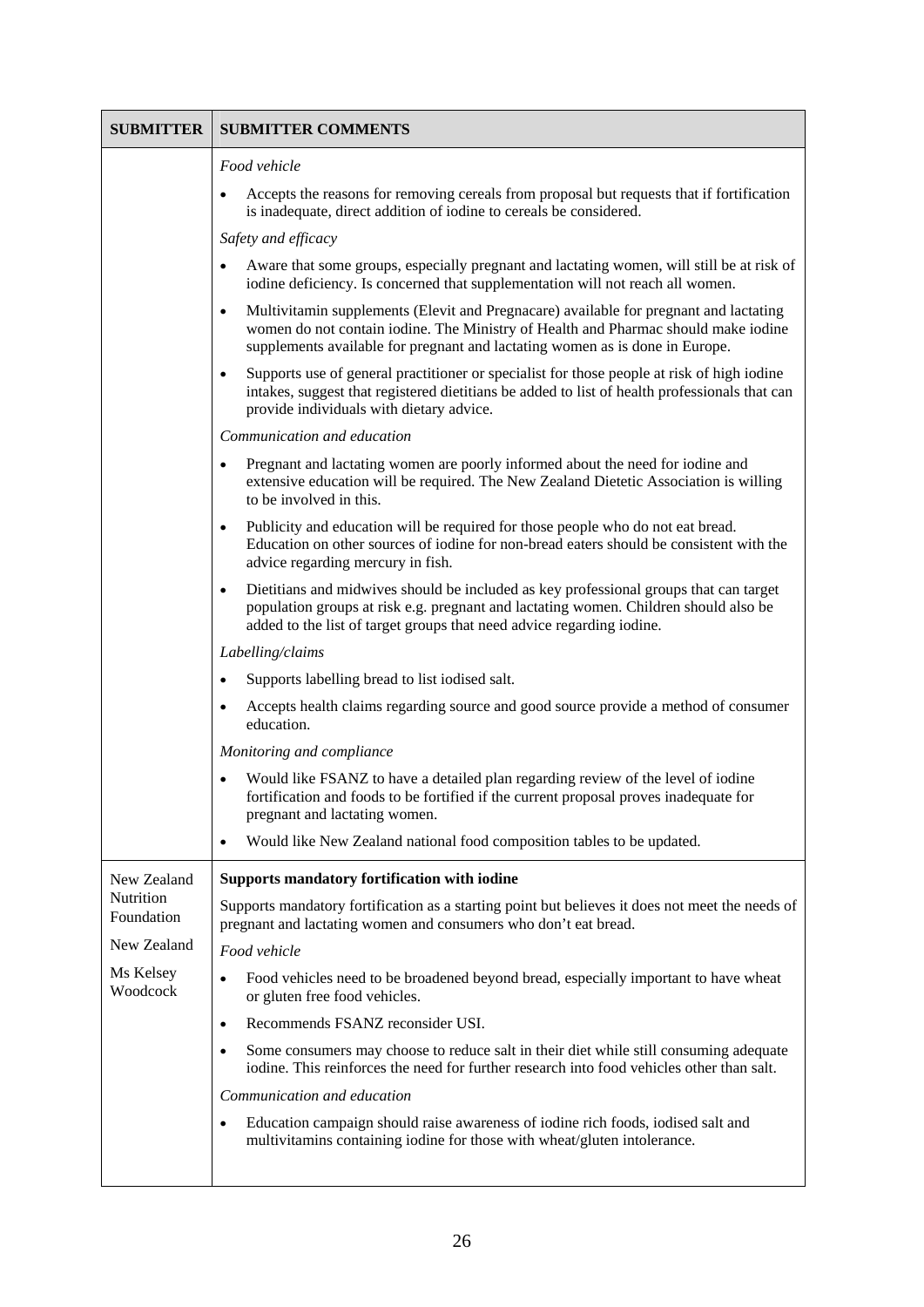| SUBMITTER | SUBMITTER COMMENTS |
|---|---|
| | *Food vehicle*<br>• Accepts the reasons for removing cereals from proposal but requests that if fortification is inadequate, direct addition of iodine to cereals be considered.<br>*Safety and efficacy*<br>• Aware that some groups, especially pregnant and lactating women, will still be at risk of iodine deficiency. Is concerned that supplementation will not reach all women.<br>• Multivitamin supplements (Elevit and Pregnacare) available for pregnant and lactating women do not contain iodine. The Ministry of Health and Pharmac should make iodine supplements available for pregnant and lactating women as is done in Europe.<br>• Supports use of general practitioner or specialist for those people at risk of high iodine intakes, suggest that registered dietitians be added to list of health professionals that can provide individuals with dietary advice.<br>*Communication and education*<br>• Pregnant and lactating women are poorly informed about the need for iodine and extensive education will be required. The New Zealand Dietetic Association is willing to be involved in this.<br>• Publicity and education will be required for those people who do not eat bread. Education on other sources of iodine for non-bread eaters should be consistent with the advice regarding mercury in fish.<br>• Dietitians and midwives should be included as key professional groups that can target population groups at risk e.g. pregnant and lactating women. Children should also be added to the list of target groups that need advice regarding iodine.<br>*Labelling/claims*<br>• Supports labelling bread to list iodised salt.<br>• Accepts health claims regarding source and good source provide a method of consumer education.<br>*Monitoring and compliance*<br>• Would like FSANZ to have a detailed plan regarding review of the level of iodine fortification and foods to be fortified if the current proposal proves inadequate for pregnant and lactating women.<br>• Would like New Zealand national food composition tables to be updated. |
| New Zealand Nutrition Foundation<br><br>New Zealand<br><br>Ms Kelsey Woodcock | **Supports mandatory fortification with iodine**<br>Supports mandatory fortification as a starting point but believes it does not meet the needs of pregnant and lactating women and consumers who don't eat bread.<br>*Food vehicle*<br>• Food vehicles need to be broadened beyond bread, especially important to have wheat or gluten free food vehicles.<br>• Recommends FSANZ reconsider USI.<br>• Some consumers may choose to reduce salt in their diet while still consuming adequate iodine. This reinforces the need for further research into food vehicles other than salt.<br>*Communication and education*<br>• Education campaign should raise awareness of iodine rich foods, iodised salt and multivitamins containing iodine for those with wheat/gluten intolerance. |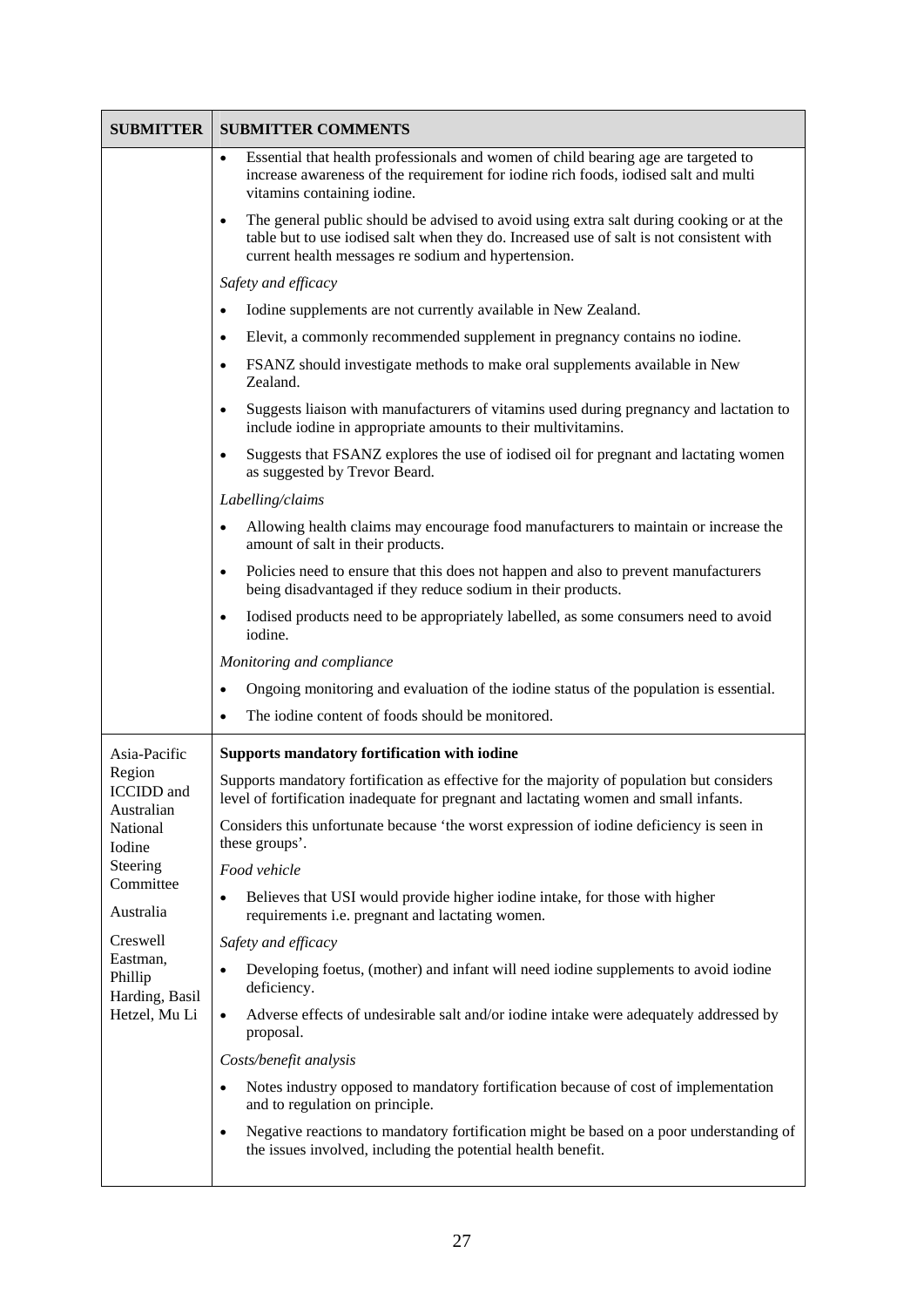| SUBMITTER | SUBMITTER COMMENTS |
|---|---|
| | • Essential that health professionals and women of child bearing age are targeted to increase awareness of the requirement for iodine rich foods, iodised salt and multi vitamins containing iodine.<br>• The general public should be advised to avoid using extra salt during cooking or at the table but to use iodised salt when they do. Increased use of salt is not consistent with current health messages re sodium and hypertension.<br>*Safety and efficacy*<br>• Iodine supplements are not currently available in New Zealand.<br>• Elevit, a commonly recommended supplement in pregnancy contains no iodine.<br>• FSANZ should investigate methods to make oral supplements available in New Zealand.<br>• Suggests liaison with manufacturers of vitamins used during pregnancy and lactation to include iodine in appropriate amounts to their multivitamins.<br>• Suggests that FSANZ explores the use of iodised oil for pregnant and lactating women as suggested by Trevor Beard.<br>*Labelling/claims*<br>• Allowing health claims may encourage food manufacturers to maintain or increase the amount of salt in their products.<br>• Policies need to ensure that this does not happen and also to prevent manufacturers being disadvantaged if they reduce sodium in their products.<br>• Iodised products need to be appropriately labelled, as some consumers need to avoid iodine.<br>*Monitoring and compliance*<br>• Ongoing monitoring and evaluation of the iodine status of the population is essential.<br>• The iodine content of foods should be monitored. |
| Asia-Pacific Region ICCIDD and Australian National Iodine Steering Committee<br>Australia<br>Creswell Eastman, Phillip Harding, Basil Hetzel, Mu Li | **Supports mandatory fortification with iodine**<br>Supports mandatory fortification as effective for the majority of population but considers level of fortification inadequate for pregnant and lactating women and small infants.<br>Considers this unfortunate because 'the worst expression of iodine deficiency is seen in these groups'.<br>*Food vehicle*<br>• Believes that USI would provide higher iodine intake, for those with higher requirements i.e. pregnant and lactating women.<br>*Safety and efficacy*<br>• Developing foetus, (mother) and infant will need iodine supplements to avoid iodine deficiency.<br>• Adverse effects of undesirable salt and/or iodine intake were adequately addressed by proposal.<br>*Costs/benefit analysis*<br>• Notes industry opposed to mandatory fortification because of cost of implementation and to regulation on principle.<br>• Negative reactions to mandatory fortification might be based on a poor understanding of the issues involved, including the potential health benefit. |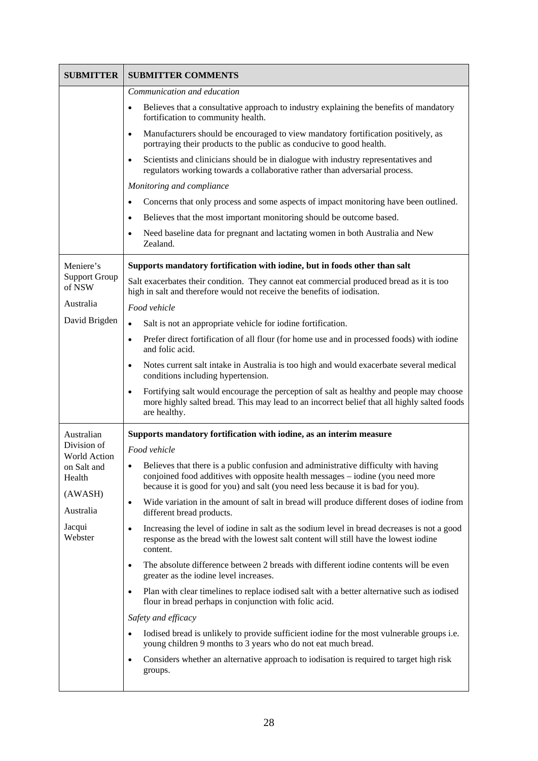| SUBMITTER | SUBMITTER COMMENTS |
| --- | --- |
| | *Communication and education*<br>• Believes that a consultative approach to industry explaining the benefits of mandatory fortification to community health.<br>• Manufacturers should be encouraged to view mandatory fortification positively, as portraying their products to the public as conducive to good health.<br>• Scientists and clinicians should be in dialogue with industry representatives and regulators working towards a collaborative rather than adversarial process.<br>*Monitoring and compliance*<br>• Concerns that only process and some aspects of impact monitoring have been outlined.<br>• Believes that the most important monitoring should be outcome based.<br>• Need baseline data for pregnant and lactating women in both Australia and New Zealand. |
| Meniere's Support Group of NSW<br><br>Australia<br><br>David Brigden | **Supports mandatory fortification with iodine, but in foods other than salt**<br>Salt exacerbates their condition. They cannot eat commercial produced bread as it is too high in salt and therefore would not receive the benefits of iodisation.<br>*Food vehicle*<br>• Salt is not an appropriate vehicle for iodine fortification.<br>• Prefer direct fortification of all flour (for home use and in processed foods) with iodine and folic acid.<br>• Notes current salt intake in Australia is too high and would exacerbate several medical conditions including hypertension.<br>• Fortifying salt would encourage the perception of salt as healthy and people may choose more highly salted bread. This may lead to an incorrect belief that all highly salted foods are healthy. |
| Australian Division of World Action on Salt and Health<br><br>(AWASH)<br><br>Australia<br><br>Jacqui Webster | **Supports mandatory fortification with iodine, as an interim measure**<br>*Food vehicle*<br>• Believes that there is a public confusion and administrative difficulty with having conjoined food additives with opposite health messages – iodine (you need more because it is good for you) and salt (you need less because it is bad for you).<br>• Wide variation in the amount of salt in bread will produce different doses of iodine from different bread products.<br>• Increasing the level of iodine in salt as the sodium level in bread decreases is not a good response as the bread with the lowest salt content will still have the lowest iodine content.<br>• The absolute difference between 2 breads with different iodine contents will be even greater as the iodine level increases.<br>• Plan with clear timelines to replace iodised salt with a better alternative such as iodised flour in bread perhaps in conjunction with folic acid.<br>*Safety and efficacy*<br>• Iodised bread is unlikely to provide sufficient iodine for the most vulnerable groups i.e. young children 9 months to 3 years who do not eat much bread.<br>• Considers whether an alternative approach to iodisation is required to target high risk groups. |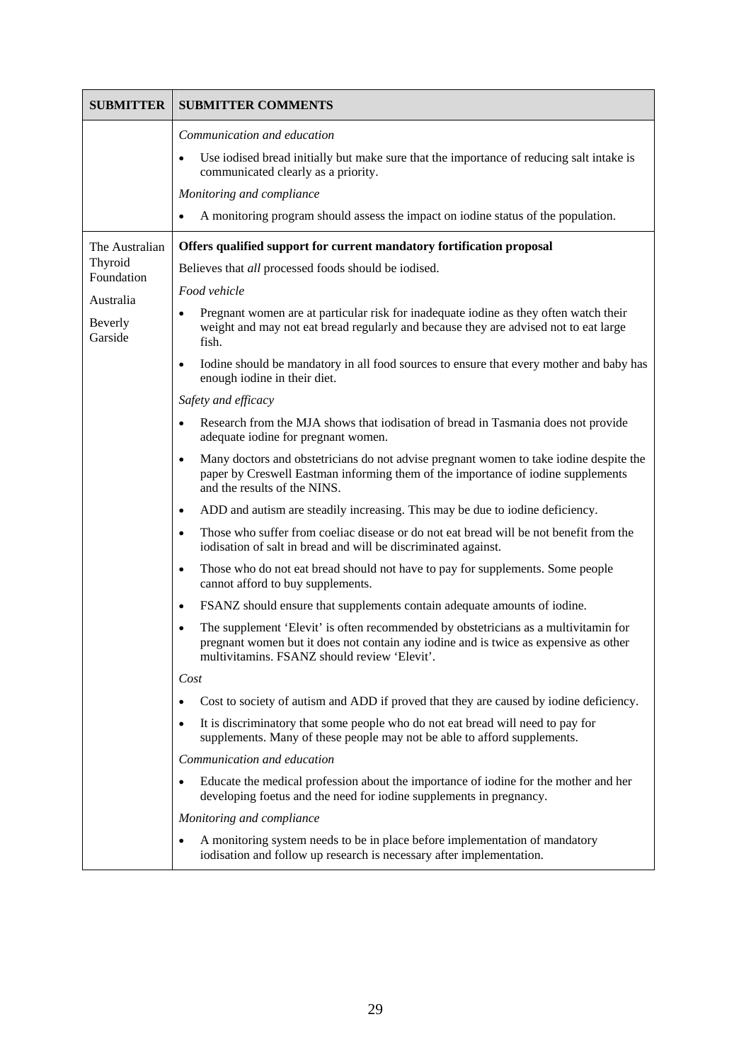| SUBMITTER | SUBMITTER COMMENTS |
|---|---|
| | *Communication and education*<br>• Use iodised bread initially but make sure that the importance of reducing salt intake is communicated clearly as a priority.<br>*Monitoring and compliance*<br>• A monitoring program should assess the impact on iodine status of the population. |
| The Australian Thyroid Foundation<br><br>Australia<br><br>Beverly Garside | **Offers qualified support for current mandatory fortification proposal**<br>Believes that *all* processed foods should be iodised.<br>*Food vehicle*<br>• Pregnant women are at particular risk for inadequate iodine as they often watch their weight and may not eat bread regularly and because they are advised not to eat large fish.<br>• Iodine should be mandatory in all food sources to ensure that every mother and baby has enough iodine in their diet.<br>*Safety and efficacy*<br>• Research from the MJA shows that iodisation of bread in Tasmania does not provide adequate iodine for pregnant women.<br>• Many doctors and obstetricians do not advise pregnant women to take iodine despite the paper by Creswell Eastman informing them of the importance of iodine supplements and the results of the NINS.<br>• ADD and autism are steadily increasing. This may be due to iodine deficiency.<br>• Those who suffer from coeliac disease or do not eat bread will be not benefit from the iodisation of salt in bread and will be discriminated against.<br>• Those who do not eat bread should not have to pay for supplements. Some people cannot afford to buy supplements.<br>• FSANZ should ensure that supplements contain adequate amounts of iodine.<br>• The supplement 'Elevit' is often recommended by obstetricians as a multivitamin for pregnant women but it does not contain any iodine and is twice as expensive as other multivitamins. FSANZ should review 'Elevit'.<br>*Cost*<br>• Cost to society of autism and ADD if proved that they are caused by iodine deficiency.<br>• It is discriminatory that some people who do not eat bread will need to pay for supplements. Many of these people may not be able to afford supplements.<br>*Communication and education*<br>• Educate the medical profession about the importance of iodine for the mother and her developing foetus and the need for iodine supplements in pregnancy.<br>*Monitoring and compliance*<br>• A monitoring system needs to be in place before implementation of mandatory iodisation and follow up research is necessary after implementation. |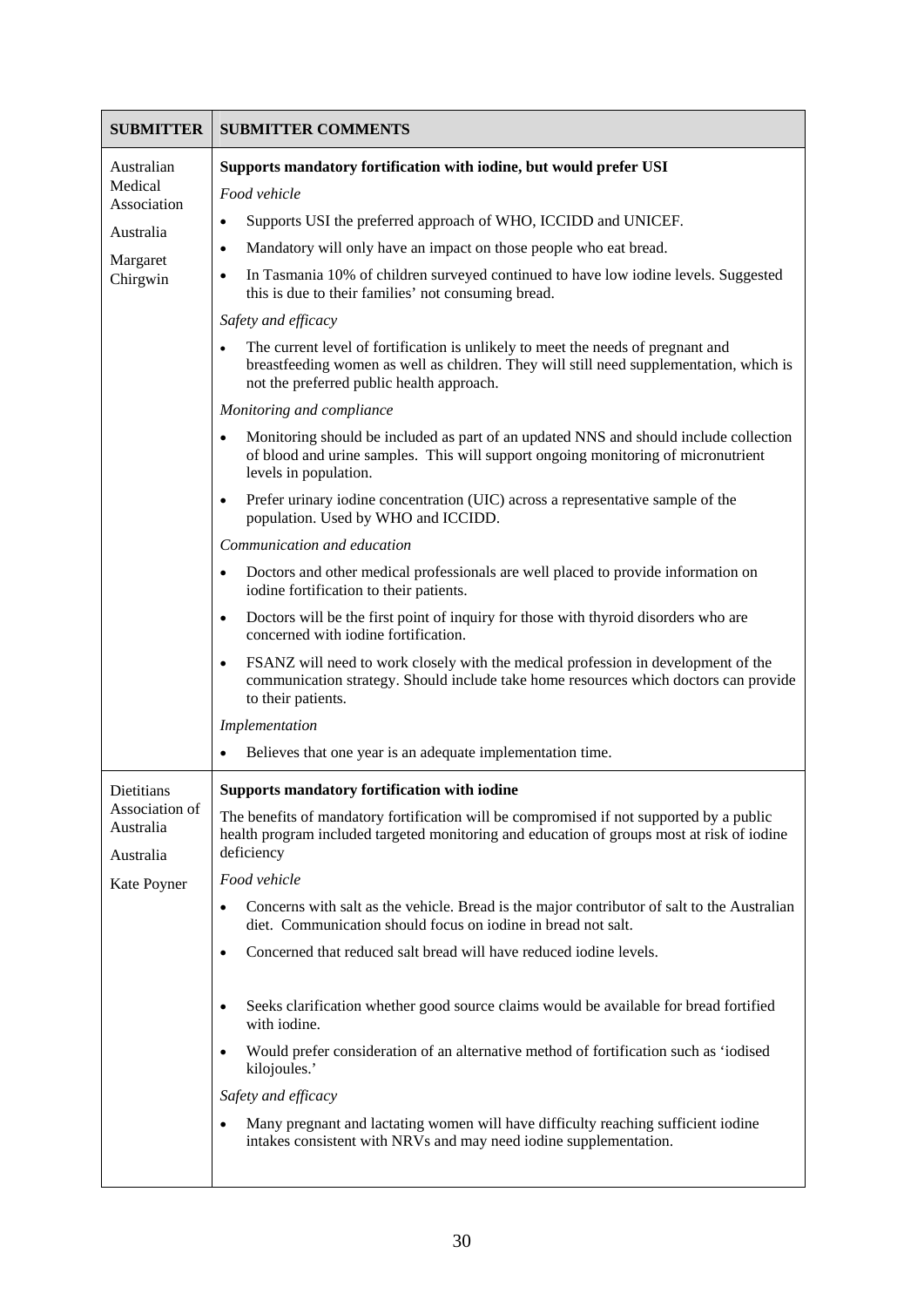| SUBMITTER | SUBMITTER COMMENTS |
|---|---|
| Australian Medical Association<br><br>Australia<br><br>Margaret Chirgwin | **Supports mandatory fortification with iodine, but would prefer USI**<br><br>*Food vehicle*<br><br>• Supports USI the preferred approach of WHO, ICCIDD and UNICEF.<br>• Mandatory will only have an impact on those people who eat bread.<br>• In Tasmania 10% of children surveyed continued to have low iodine levels. Suggested this is due to their families' not consuming bread.<br><br>*Safety and efficacy*<br><br>• The current level of fortification is unlikely to meet the needs of pregnant and breastfeeding women as well as children. They will still need supplementation, which is not the preferred public health approach.<br><br>*Monitoring and compliance*<br><br>• Monitoring should be included as part of an updated NNS and should include collection of blood and urine samples. This will support ongoing monitoring of micronutrient levels in population.<br>• Prefer urinary iodine concentration (UIC) across a representative sample of the population. Used by WHO and ICCIDD.<br><br>*Communication and education*<br><br>• Doctors and other medical professionals are well placed to provide information on iodine fortification to their patients.<br>• Doctors will be the first point of inquiry for those with thyroid disorders who are concerned with iodine fortification.<br>• FSANZ will need to work closely with the medical profession in development of the communication strategy. Should include take home resources which doctors can provide to their patients.<br><br>*Implementation*<br><br>• Believes that one year is an adequate implementation time. |
| Dietitians Association of Australia<br><br>Australia<br><br>Kate Poyner | **Supports mandatory fortification with iodine**<br><br>The benefits of mandatory fortification will be compromised if not supported by a public health program included targeted monitoring and education of groups most at risk of iodine deficiency<br><br>*Food vehicle*<br><br>• Concerns with salt as the vehicle. Bread is the major contributor of salt to the Australian diet. Communication should focus on iodine in bread not salt.<br>• Concerned that reduced salt bread will have reduced iodine levels.<br>• Seeks clarification whether good source claims would be available for bread fortified with iodine.<br>• Would prefer consideration of an alternative method of fortification such as 'iodised kilojoules.'<br><br>*Safety and efficacy*<br><br>• Many pregnant and lactating women will have difficulty reaching sufficient iodine intakes consistent with NRVs and may need iodine supplementation. |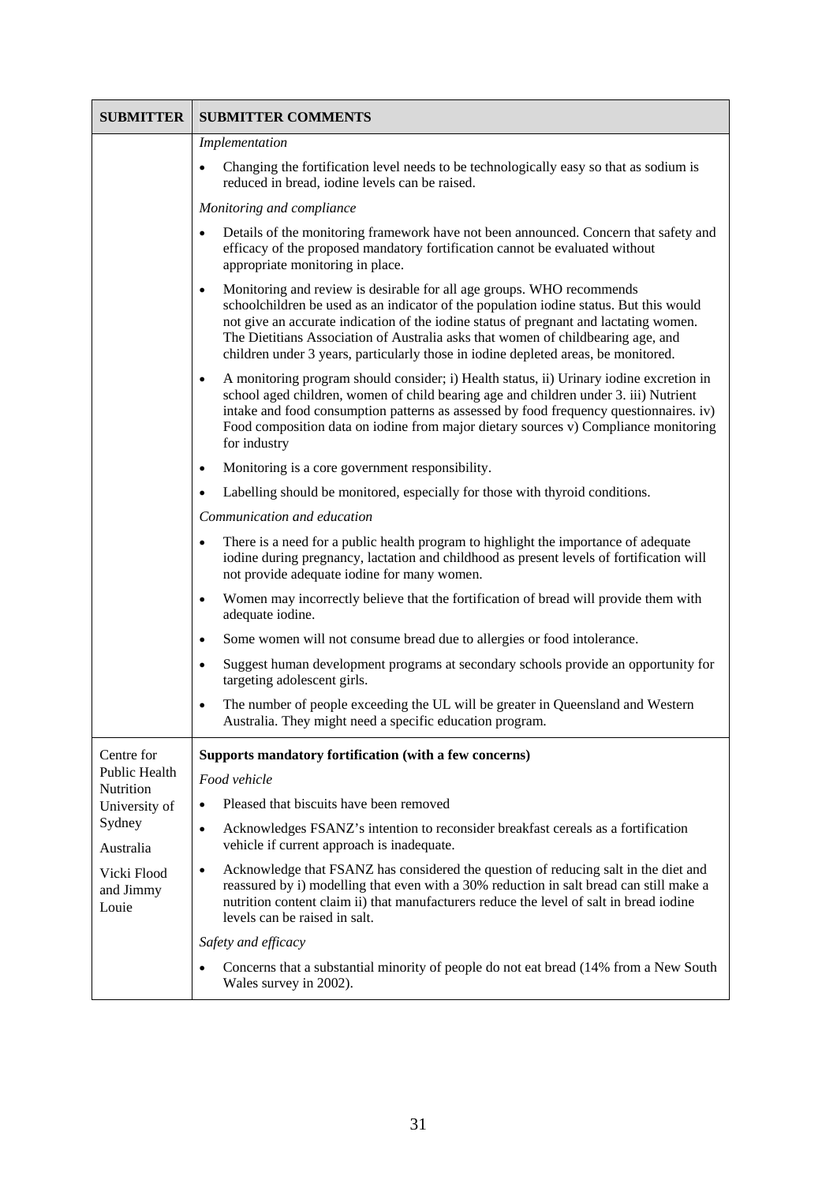| SUBMITTER | SUBMITTER COMMENTS |
|---|---|
| | *Implementation*<br>• Changing the fortification level needs to be technologically easy so that as sodium is reduced in bread, iodine levels can be raised.<br>*Monitoring and compliance*<br>• Details of the monitoring framework have not been announced. Concern that safety and efficacy of the proposed mandatory fortification cannot be evaluated without appropriate monitoring in place.<br>• Monitoring and review is desirable for all age groups. WHO recommends schoolchildren be used as an indicator of the population iodine status. But this would not give an accurate indication of the iodine status of pregnant and lactating women. The Dietitians Association of Australia asks that women of childbearing age, and children under 3 years, particularly those in iodine depleted areas, be monitored.<br>• A monitoring program should consider; i) Health status, ii) Urinary iodine excretion in school aged children, women of child bearing age and children under 3. iii) Nutrient intake and food consumption patterns as assessed by food frequency questionnaires. iv) Food composition data on iodine from major dietary sources v) Compliance monitoring for industry<br>• Monitoring is a core government responsibility.<br>• Labelling should be monitored, especially for those with thyroid conditions.<br>*Communication and education*<br>• There is a need for a public health program to highlight the importance of adequate iodine during pregnancy, lactation and childhood as present levels of fortification will not provide adequate iodine for many women.<br>• Women may incorrectly believe that the fortification of bread will provide them with adequate iodine.<br>• Some women will not consume bread due to allergies or food intolerance.<br>• Suggest human development programs at secondary schools provide an opportunity for targeting adolescent girls.<br>• The number of people exceeding the UL will be greater in Queensland and Western Australia. They might need a specific education program. |
| Centre for Public Health Nutrition University of Sydney<br>Australia<br>Vicki Flood and Jimmy Louie | **Supports mandatory fortification (with a few concerns)**<br>*Food vehicle*<br>• Pleased that biscuits have been removed<br>• Acknowledges FSANZ's intention to reconsider breakfast cereals as a fortification vehicle if current approach is inadequate.<br>• Acknowledge that FSANZ has considered the question of reducing salt in the diet and reassured by i) modelling that even with a 30% reduction in salt bread can still make a nutrition content claim ii) that manufacturers reduce the level of salt in bread iodine levels can be raised in salt.<br>*Safety and efficacy*<br>• Concerns that a substantial minority of people do not eat bread (14% from a New South Wales survey in 2002). |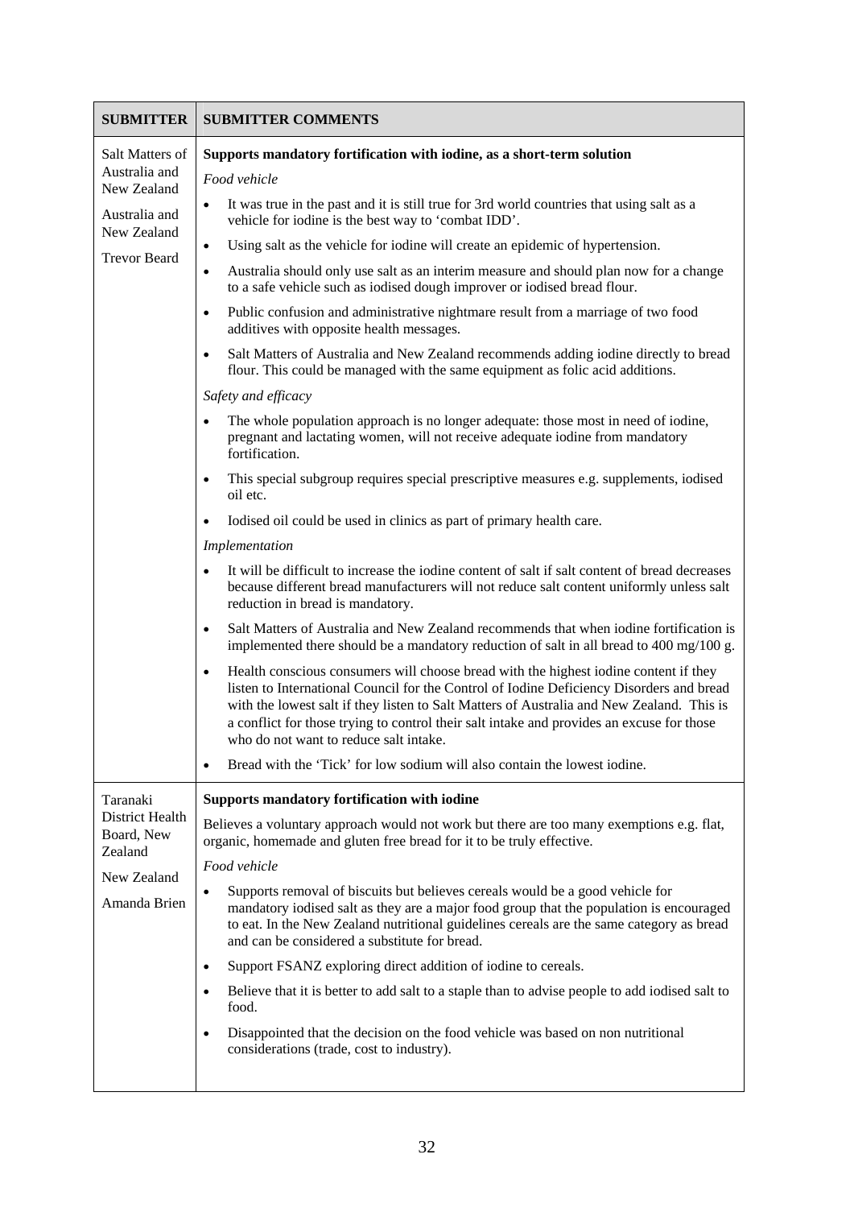| SUBMITTER | SUBMITTER COMMENTS |
|---|---|
| Salt Matters of Australia and New Zealand<br><br>Australia and New Zealand<br><br>Trevor Beard | **Supports mandatory fortification with iodine, as a short-term solution**<br><br>*Food vehicle*<br><br>• It was true in the past and it is still true for 3rd world countries that using salt as a vehicle for iodine is the best way to 'combat IDD'.<br>• Using salt as the vehicle for iodine will create an epidemic of hypertension.<br>• Australia should only use salt as an interim measure and should plan now for a change to a safe vehicle such as iodised dough improver or iodised bread flour.<br>• Public confusion and administrative nightmare result from a marriage of two food additives with opposite health messages.<br>• Salt Matters of Australia and New Zealand recommends adding iodine directly to bread flour. This could be managed with the same equipment as folic acid additions.<br><br>*Safety and efficacy*<br><br>• The whole population approach is no longer adequate: those most in need of iodine, pregnant and lactating women, will not receive adequate iodine from mandatory fortification.<br>• This special subgroup requires special prescriptive measures e.g. supplements, iodised oil etc.<br>• Iodised oil could be used in clinics as part of primary health care.<br><br>*Implementation*<br><br>• It will be difficult to increase the iodine content of salt if salt content of bread decreases because different bread manufacturers will not reduce salt content uniformly unless salt reduction in bread is mandatory.<br>• Salt Matters of Australia and New Zealand recommends that when iodine fortification is implemented there should be a mandatory reduction of salt in all bread to 400 mg/100 g.<br>• Health conscious consumers will choose bread with the highest iodine content if they listen to International Council for the Control of Iodine Deficiency Disorders and bread with the lowest salt if they listen to Salt Matters of Australia and New Zealand. This is a conflict for those trying to control their salt intake and provides an excuse for those who do not want to reduce salt intake.<br>• Bread with the 'Tick' for low sodium will also contain the lowest iodine. |
| Taranaki District Health Board, New Zealand<br><br>New Zealand<br><br>Amanda Brien | **Supports mandatory fortification with iodine**<br><br>Believes a voluntary approach would not work but there are too many exemptions e.g. flat, organic, homemade and gluten free bread for it to be truly effective.<br><br>*Food vehicle*<br><br>• Supports removal of biscuits but believes cereals would be a good vehicle for mandatory iodised salt as they are a major food group that the population is encouraged to eat. In the New Zealand nutritional guidelines cereals are the same category as bread and can be considered a substitute for bread.<br>• Support FSANZ exploring direct addition of iodine to cereals.<br>• Believe that it is better to add salt to a staple than to advise people to add iodised salt to food.<br>• Disappointed that the decision on the food vehicle was based on non nutritional considerations (trade, cost to industry). |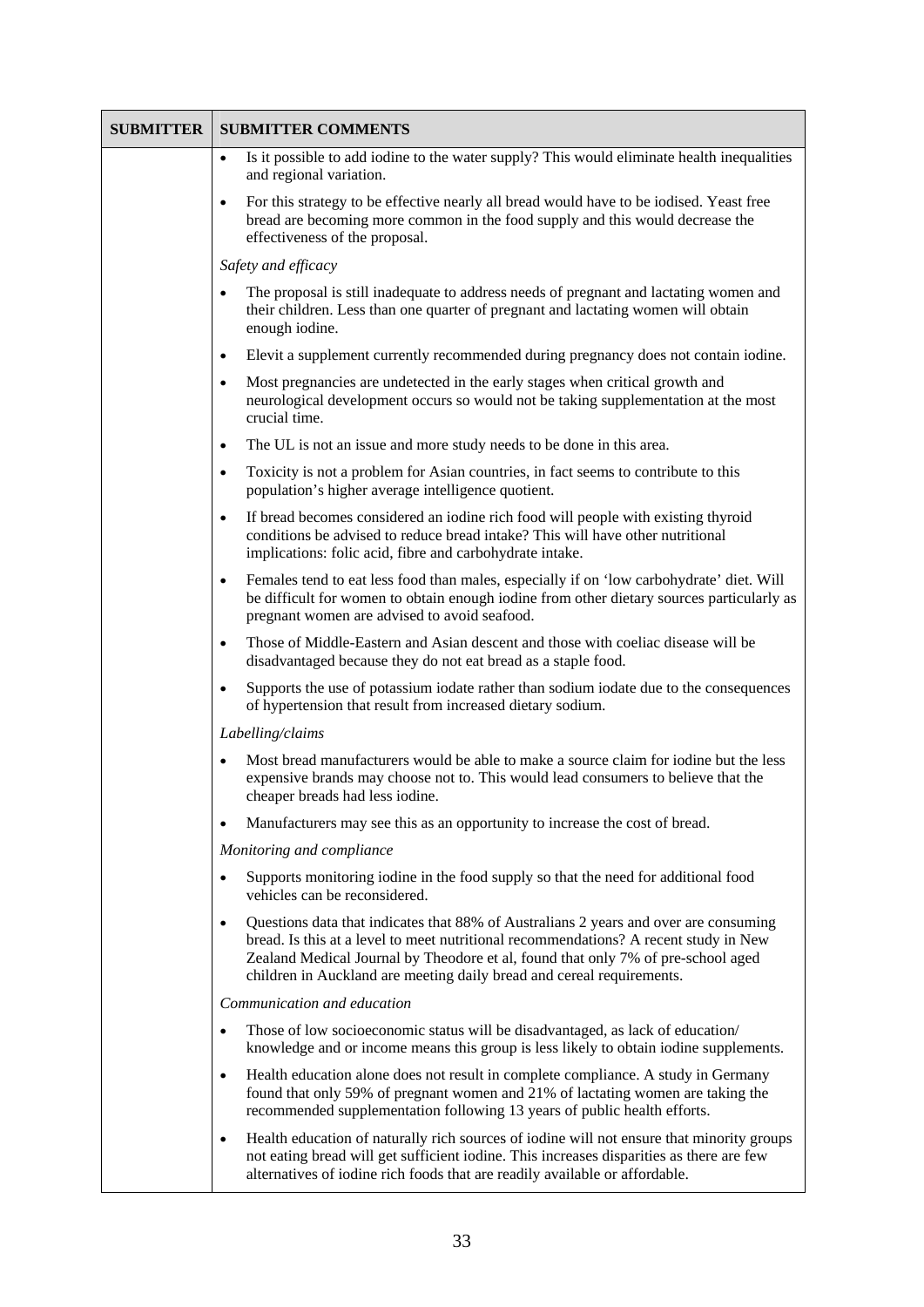| SUBMITTER | SUBMITTER COMMENTS |
|---|---|
| | • Is it possible to add iodine to the water supply? This would eliminate health inequalities and regional variation.<br>• For this strategy to be effective nearly all bread would have to be iodised. Yeast free bread are becoming more common in the food supply and this would decrease the effectiveness of the proposal.<br>*Safety and efficacy*<br>• The proposal is still inadequate to address needs of pregnant and lactating women and their children. Less than one quarter of pregnant and lactating women will obtain enough iodine.<br>• Elevit a supplement currently recommended during pregnancy does not contain iodine.<br>• Most pregnancies are undetected in the early stages when critical growth and neurological development occurs so would not be taking supplementation at the most crucial time.<br>• The UL is not an issue and more study needs to be done in this area.<br>• Toxicity is not a problem for Asian countries, in fact seems to contribute to this population's higher average intelligence quotient.<br>• If bread becomes considered an iodine rich food will people with existing thyroid conditions be advised to reduce bread intake? This will have other nutritional implications: folic acid, fibre and carbohydrate intake.<br>• Females tend to eat less food than males, especially if on 'low carbohydrate' diet. Will be difficult for women to obtain enough iodine from other dietary sources particularly as pregnant women are advised to avoid seafood.<br>• Those of Middle-Eastern and Asian descent and those with coeliac disease will be disadvantaged because they do not eat bread as a staple food.<br>• Supports the use of potassium iodate rather than sodium iodate due to the consequences of hypertension that result from increased dietary sodium.<br>*Labelling/claims*<br>• Most bread manufacturers would be able to make a source claim for iodine but the less expensive brands may choose not to. This would lead consumers to believe that the cheaper breads had less iodine.<br>• Manufacturers may see this as an opportunity to increase the cost of bread.<br>*Monitoring and compliance*<br>• Supports monitoring iodine in the food supply so that the need for additional food vehicles can be reconsidered.<br>• Questions data that indicates that 88% of Australians 2 years and over are consuming bread. Is this at a level to meet nutritional recommendations? A recent study in New Zealand Medical Journal by Theodore et al, found that only 7% of pre-school aged children in Auckland are meeting daily bread and cereal requirements.<br>*Communication and education*<br>• Those of low socioeconomic status will be disadvantaged, as lack of education/ knowledge and or income means this group is less likely to obtain iodine supplements.<br>• Health education alone does not result in complete compliance. A study in Germany found that only 59% of pregnant women and 21% of lactating women are taking the recommended supplementation following 13 years of public health efforts.<br>• Health education of naturally rich sources of iodine will not ensure that minority groups not eating bread will get sufficient iodine. This increases disparities as there are few alternatives of iodine rich foods that are readily available or affordable. |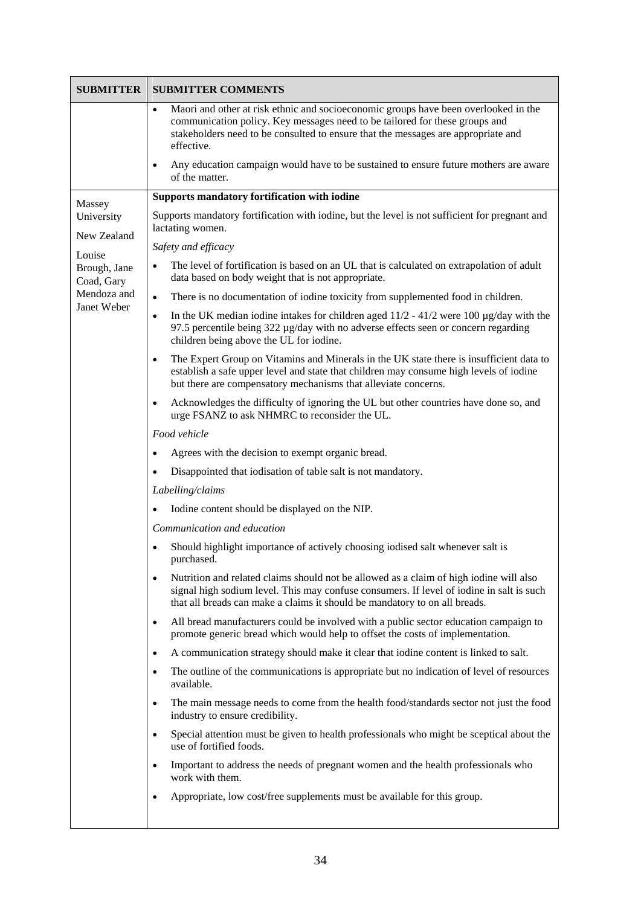| SUBMITTER | SUBMITTER COMMENTS |
|---|---|
| | • Maori and other at risk ethnic and socioeconomic groups have been overlooked in the communication policy. Key messages need to be tailored for these groups and stakeholders need to be consulted to ensure that the messages are appropriate and effective.<br>• Any education campaign would have to be sustained to ensure future mothers are aware of the matter. |
| Massey University<br><br>New Zealand<br><br>Louise Brough, Jane Coad, Gary Mendoza and Janet Weber | **Supports mandatory fortification with iodine**<br><br>Supports mandatory fortification with iodine, but the level is not sufficient for pregnant and lactating women.<br><br>*Safety and efficacy*<br>• The level of fortification is based on an UL that is calculated on extrapolation of adult data based on body weight that is not appropriate.<br>• There is no documentation of iodine toxicity from supplemented food in children.<br>• In the UK median iodine intakes for children aged 11/2 - 41/2 were 100 µg/day with the 97.5 percentile being 322 µg/day with no adverse effects seen or concern regarding children being above the UL for iodine.<br>• The Expert Group on Vitamins and Minerals in the UK state there is insufficient data to establish a safe upper level and state that children may consume high levels of iodine but there are compensatory mechanisms that alleviate concerns.<br>• Acknowledges the difficulty of ignoring the UL but other countries have done so, and urge FSANZ to ask NHMRC to reconsider the UL.<br><br>*Food vehicle*<br>• Agrees with the decision to exempt organic bread.<br>• Disappointed that iodisation of table salt is not mandatory.<br><br>*Labelling/claims*<br>• Iodine content should be displayed on the NIP.<br><br>*Communication and education*<br>• Should highlight importance of actively choosing iodised salt whenever salt is purchased.<br>• Nutrition and related claims should not be allowed as a claim of high iodine will also signal high sodium level. This may confuse consumers. If level of iodine in salt is such that all breads can make a claims it should be mandatory to on all breads.<br>• All bread manufacturers could be involved with a public sector education campaign to promote generic bread which would help to offset the costs of implementation.<br>• A communication strategy should make it clear that iodine content is linked to salt.<br>• The outline of the communications is appropriate but no indication of level of resources available.<br>• The main message needs to come from the health food/standards sector not just the food industry to ensure credibility.<br>• Special attention must be given to health professionals who might be sceptical about the use of fortified foods.<br>• Important to address the needs of pregnant women and the health professionals who work with them.<br>• Appropriate, low cost/free supplements must be available for this group. |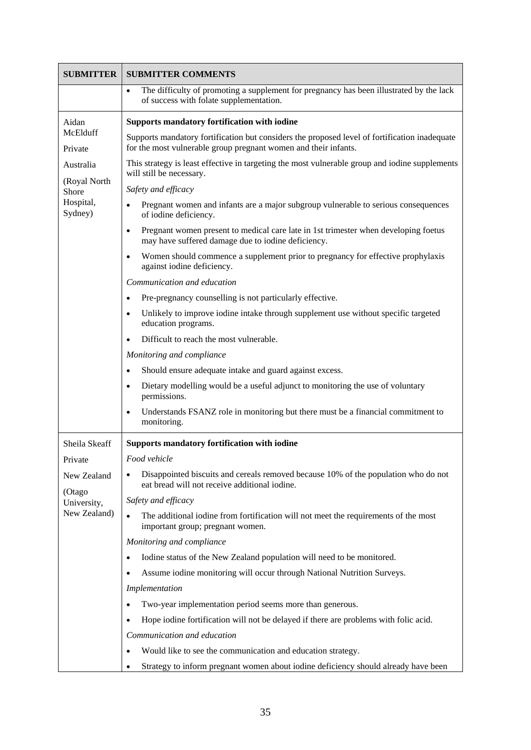| SUBMITTER | SUBMITTER COMMENTS |
|---|---|
| | • The difficulty of promoting a supplement for pregnancy has been illustrated by the lack of success with folate supplementation. |
| Aidan McElduff<br>Private<br>Australia<br>(Royal North Shore Hospital, Sydney) | **Supports mandatory fortification with iodine**<br>Supports mandatory fortification but considers the proposed level of fortification inadequate for the most vulnerable group pregnant women and their infants.<br>This strategy is least effective in targeting the most vulnerable group and iodine supplements will still be necessary.<br>*Safety and efficacy*<br>• Pregnant women and infants are a major subgroup vulnerable to serious consequences of iodine deficiency.<br>• Pregnant women present to medical care late in 1st trimester when developing foetus may have suffered damage due to iodine deficiency.<br>• Women should commence a supplement prior to pregnancy for effective prophylaxis against iodine deficiency.<br>*Communication and education*<br>• Pre-pregnancy counselling is not particularly effective.<br>• Unlikely to improve iodine intake through supplement use without specific targeted education programs.<br>• Difficult to reach the most vulnerable.<br>*Monitoring and compliance*<br>• Should ensure adequate intake and guard against excess.<br>• Dietary modelling would be a useful adjunct to monitoring the use of voluntary permissions.<br>• Understands FSANZ role in monitoring but there must be a financial commitment to monitoring. |
| Sheila Skeaff<br>Private<br>New Zealand<br>(Otago University, New Zealand) | **Supports mandatory fortification with iodine**<br>*Food vehicle*<br>• Disappointed biscuits and cereals removed because 10% of the population who do not eat bread will not receive additional iodine.<br>*Safety and efficacy*<br>• The additional iodine from fortification will not meet the requirements of the most important group; pregnant women.<br>*Monitoring and compliance*<br>• Iodine status of the New Zealand population will need to be monitored.<br>• Assume iodine monitoring will occur through National Nutrition Surveys.<br>*Implementation*<br>• Two-year implementation period seems more than generous.<br>• Hope iodine fortification will not be delayed if there are problems with folic acid.<br>*Communication and education*<br>• Would like to see the communication and education strategy.<br>• Strategy to inform pregnant women about iodine deficiency should already have been |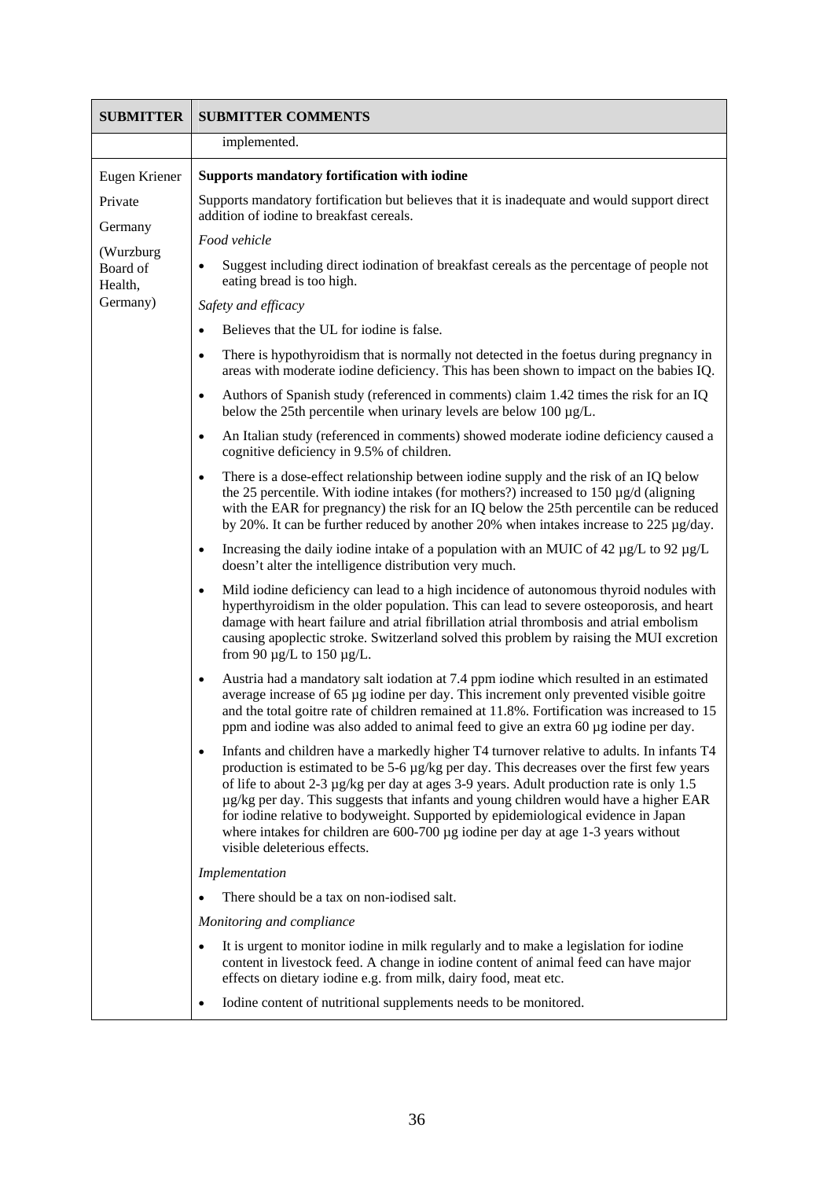| SUBMITTER | SUBMITTER COMMENTS |
| --- | --- |
| | implemented. |
| Eugen Kriener<br><br>Private<br><br>Germany<br><br>(Wurzburg Board of Health, Germany) | **Supports mandatory fortification with iodine**<br><br>Supports mandatory fortification but believes that it is inadequate and would support direct addition of iodine to breakfast cereals.<br><br>*Food vehicle*<br><br>• Suggest including direct iodination of breakfast cereals as the percentage of people not eating bread is too high.<br><br>*Safety and efficacy*<br><br>• Believes that the UL for iodine is false.<br><br>• There is hypothyroidism that is normally not detected in the foetus during pregnancy in areas with moderate iodine deficiency. This has been shown to impact on the babies IQ.<br><br>• Authors of Spanish study (referenced in comments) claim 1.42 times the risk for an IQ below the 25th percentile when urinary levels are below 100 µg/L.<br><br>• An Italian study (referenced in comments) showed moderate iodine deficiency caused a cognitive deficiency in 9.5% of children.<br><br>• There is a dose-effect relationship between iodine supply and the risk of an IQ below the 25 percentile. With iodine intakes (for mothers?) increased to 150 µg/d (aligning with the EAR for pregnancy) the risk for an IQ below the 25th percentile can be reduced by 20%. It can be further reduced by another 20% when intakes increase to 225 µg/day.<br><br>• Increasing the daily iodine intake of a population with an MUIC of 42 µg/L to 92 µg/L doesn't alter the intelligence distribution very much.<br><br>• Mild iodine deficiency can lead to a high incidence of autonomous thyroid nodules with hyperthyroidism in the older population. This can lead to severe osteoporosis, and heart damage with heart failure and atrial fibrillation atrial thrombosis and atrial embolism causing apoplectic stroke. Switzerland solved this problem by raising the MUI excretion from 90 µg/L to 150 µg/L.<br><br>• Austria had a mandatory salt iodation at 7.4 ppm iodine which resulted in an estimated average increase of 65 µg iodine per day. This increment only prevented visible goitre and the total goitre rate of children remained at 11.8%. Fortification was increased to 15 ppm and iodine was also added to animal feed to give an extra 60 µg iodine per day.<br><br>• Infants and children have a markedly higher T4 turnover relative to adults. In infants T4 production is estimated to be 5-6 µg/kg per day. This decreases over the first few years of life to about 2-3 µg/kg per day at ages 3-9 years. Adult production rate is only 1.5 µg/kg per day. This suggests that infants and young children would have a higher EAR for iodine relative to bodyweight. Supported by epidemiological evidence in Japan where intakes for children are 600-700 µg iodine per day at age 1-3 years without visible deleterious effects.<br><br>*Implementation*<br><br>• There should be a tax on non-iodised salt.<br><br>*Monitoring and compliance*<br><br>• It is urgent to monitor iodine in milk regularly and to make a legislation for iodine content in livestock feed. A change in iodine content of animal feed can have major effects on dietary iodine e.g. from milk, dairy food, meat etc.<br><br>• Iodine content of nutritional supplements needs to be monitored. |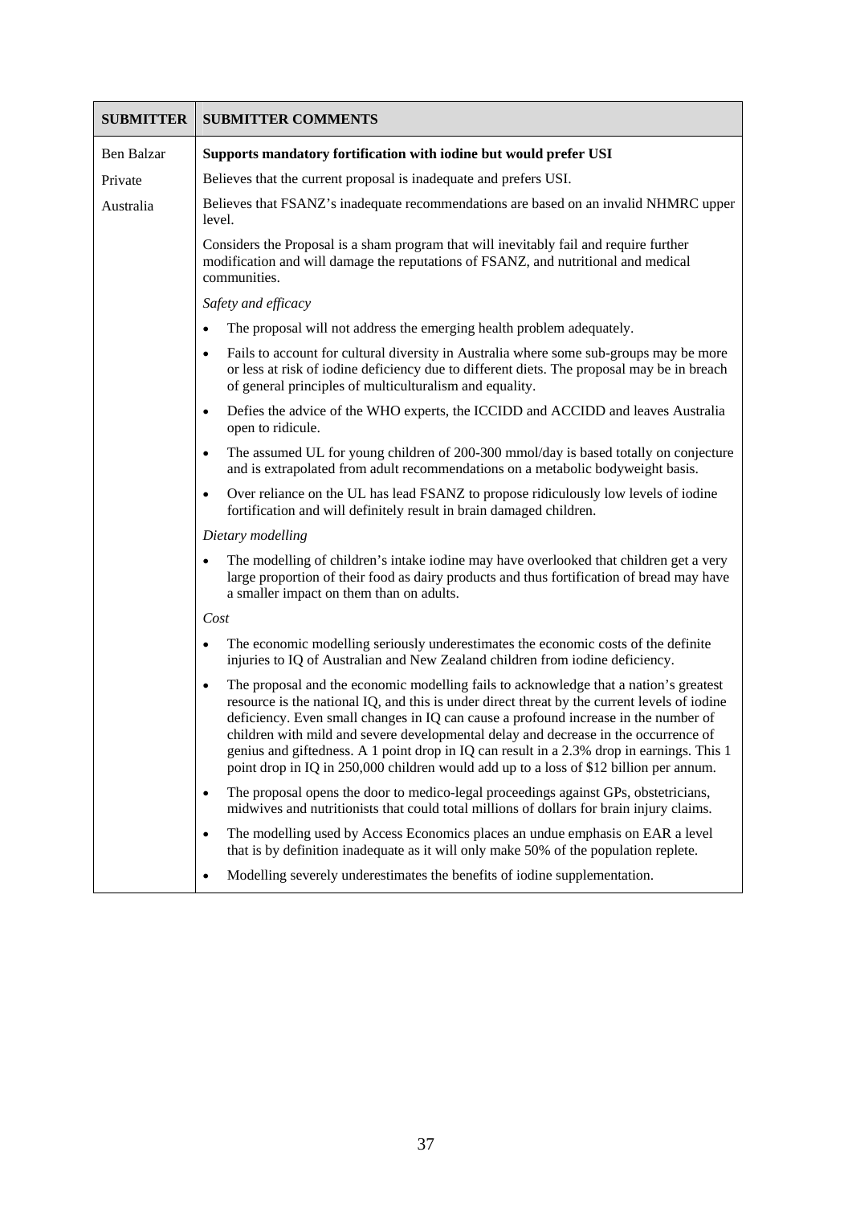| SUBMITTER | SUBMITTER COMMENTS |
|---|---|
| Ben Balzar<br>Private<br>Australia | **Supports mandatory fortification with iodine but would prefer USI**<br>Believes that the current proposal is inadequate and prefers USI.<br>Believes that FSANZ's inadequate recommendations are based on an invalid NHMRC upper level.<br>Considers the Proposal is a sham program that will inevitably fail and require further modification and will damage the reputations of FSANZ, and nutritional and medical communities.<br>*Safety and efficacy*<br>• The proposal will not address the emerging health problem adequately.<br>• Fails to account for cultural diversity in Australia where some sub-groups may be more or less at risk of iodine deficiency due to different diets. The proposal may be in breach of general principles of multiculturalism and equality.<br>• Defies the advice of the WHO experts, the ICCIDD and ACCIDD and leaves Australia open to ridicule.<br>• The assumed UL for young children of 200-300 mmol/day is based totally on conjecture and is extrapolated from adult recommendations on a metabolic bodyweight basis.<br>• Over reliance on the UL has lead FSANZ to propose ridiculously low levels of iodine fortification and will definitely result in brain damaged children.<br>*Dietary modelling*<br>• The modelling of children's intake iodine may have overlooked that children get a very large proportion of their food as dairy products and thus fortification of bread may have a smaller impact on them than on adults.<br>*Cost*<br>• The economic modelling seriously underestimates the economic costs of the definite injuries to IQ of Australian and New Zealand children from iodine deficiency.<br>• The proposal and the economic modelling fails to acknowledge that a nation's greatest resource is the national IQ, and this is under direct threat by the current levels of iodine deficiency. Even small changes in IQ can cause a profound increase in the number of children with mild and severe developmental delay and decrease in the occurrence of genius and giftedness. A 1 point drop in IQ can result in a 2.3% drop in earnings. This 1 point drop in IQ in 250,000 children would add up to a loss of $12 billion per annum.<br>• The proposal opens the door to medico-legal proceedings against GPs, obstetricians, midwives and nutritionists that could total millions of dollars for brain injury claims.<br>• The modelling used by Access Economics places an undue emphasis on EAR a level that is by definition inadequate as it will only make 50% of the population replete.<br>• Modelling severely underestimates the benefits of iodine supplementation. |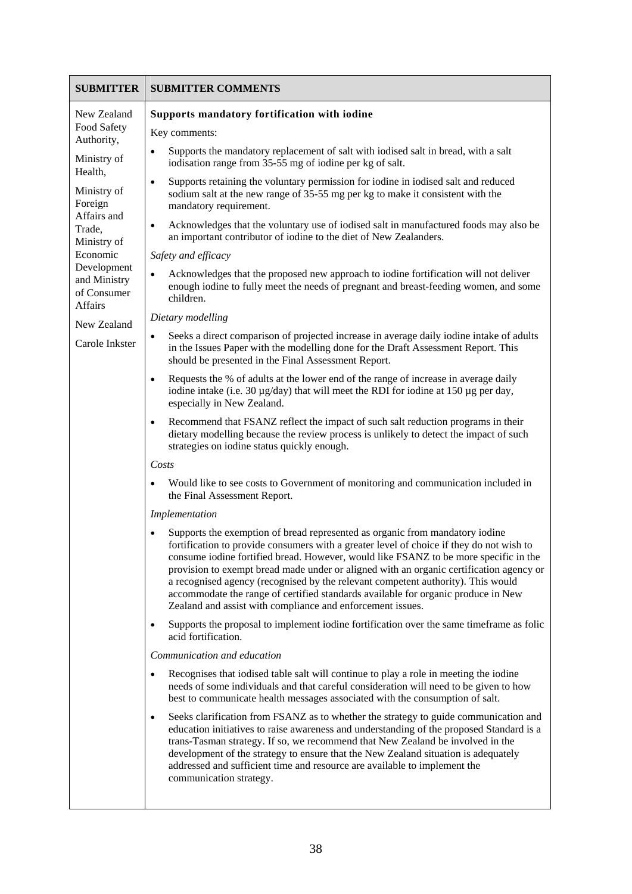| SUBMITTER | SUBMITTER COMMENTS |
| --- | --- |
| New Zealand Food Safety Authority,<br><br>Ministry of Health,<br><br>Ministry of Foreign Affairs and Trade, Ministry of Economic Development and Ministry of Consumer Affairs<br><br>New Zealand<br><br>Carole Inkster | **Supports mandatory fortification with iodine**<br><br>Key comments:<br><br>• Supports the mandatory replacement of salt with iodised salt in bread, with a salt iodisation range from 35-55 mg of iodine per kg of salt.<br><br>• Supports retaining the voluntary permission for iodine in iodised salt and reduced sodium salt at the new range of 35-55 mg per kg to make it consistent with the mandatory requirement.<br><br>• Acknowledges that the voluntary use of iodised salt in manufactured foods may also be an important contributor of iodine to the diet of New Zealanders.<br><br>*Safety and efficacy*<br><br>• Acknowledges that the proposed new approach to iodine fortification will not deliver enough iodine to fully meet the needs of pregnant and breast-feeding women, and some children.<br><br>*Dietary modelling*<br><br>• Seeks a direct comparison of projected increase in average daily iodine intake of adults in the Issues Paper with the modelling done for the Draft Assessment Report. This should be presented in the Final Assessment Report.<br><br>• Requests the % of adults at the lower end of the range of increase in average daily iodine intake (i.e. 30 µg/day) that will meet the RDI for iodine at 150 µg per day, especially in New Zealand.<br><br>• Recommend that FSANZ reflect the impact of such salt reduction programs in their dietary modelling because the review process is unlikely to detect the impact of such strategies on iodine status quickly enough.<br><br>*Costs*<br><br>• Would like to see costs to Government of monitoring and communication included in the Final Assessment Report.<br><br>*Implementation*<br><br>• Supports the exemption of bread represented as organic from mandatory iodine fortification to provide consumers with a greater level of choice if they do not wish to consume iodine fortified bread. However, would like FSANZ to be more specific in the provision to exempt bread made under or aligned with an organic certification agency or a recognised agency (recognised by the relevant competent authority). This would accommodate the range of certified standards available for organic produce in New Zealand and assist with compliance and enforcement issues.<br><br>• Supports the proposal to implement iodine fortification over the same timeframe as folic acid fortification.<br><br>*Communication and education*<br><br>• Recognises that iodised table salt will continue to play a role in meeting the iodine needs of some individuals and that careful consideration will need to be given to how best to communicate health messages associated with the consumption of salt.<br><br>• Seeks clarification from FSANZ as to whether the strategy to guide communication and education initiatives to raise awareness and understanding of the proposed Standard is a trans-Tasman strategy. If so, we recommend that New Zealand be involved in the development of the strategy to ensure that the New Zealand situation is adequately addressed and sufficient time and resource are available to implement the communication strategy. |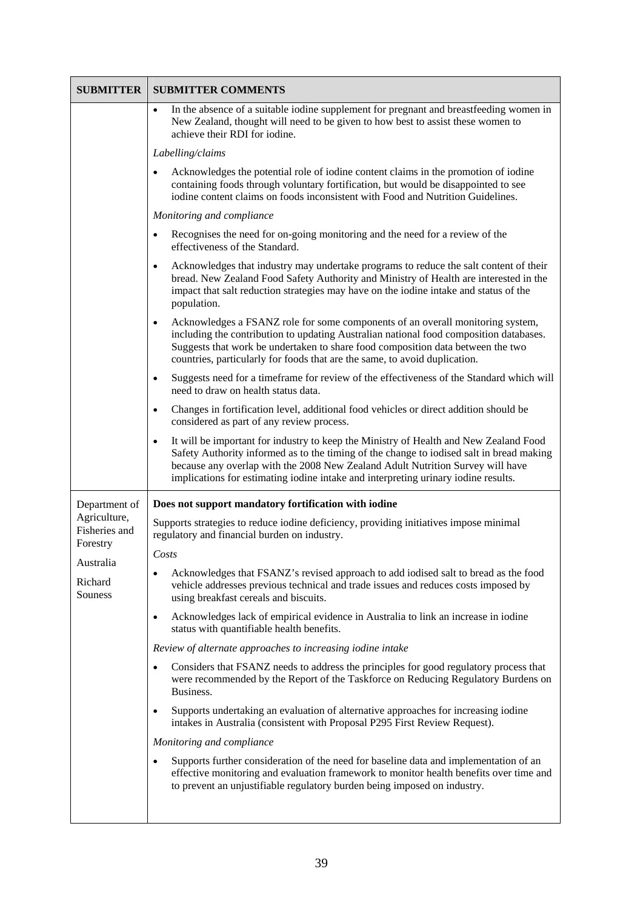| SUBMITTER | SUBMITTER COMMENTS |
|---|---|
| | • In the absence of a suitable iodine supplement for pregnant and breastfeeding women in New Zealand, thought will need to be given to how best to assist these women to achieve their RDI for iodine.<br><br>*Labelling/claims*<br><br>• Acknowledges the potential role of iodine content claims in the promotion of iodine containing foods through voluntary fortification, but would be disappointed to see iodine content claims on foods inconsistent with Food and Nutrition Guidelines.<br><br>*Monitoring and compliance*<br><br>• Recognises the need for on-going monitoring and the need for a review of the effectiveness of the Standard.<br><br>• Acknowledges that industry may undertake programs to reduce the salt content of their bread. New Zealand Food Safety Authority and Ministry of Health are interested in the impact that salt reduction strategies may have on the iodine intake and status of the population.<br><br>• Acknowledges a FSANZ role for some components of an overall monitoring system, including the contribution to updating Australian national food composition databases. Suggests that work be undertaken to share food composition data between the two countries, particularly for foods that are the same, to avoid duplication.<br><br>• Suggests need for a timeframe for review of the effectiveness of the Standard which will need to draw on health status data.<br><br>• Changes in fortification level, additional food vehicles or direct addition should be considered as part of any review process.<br><br>• It will be important for industry to keep the Ministry of Health and New Zealand Food Safety Authority informed as to the timing of the change to iodised salt in bread making because any overlap with the 2008 New Zealand Adult Nutrition Survey will have implications for estimating iodine intake and interpreting urinary iodine results. |
| Department of Agriculture, Fisheries and Forestry<br><br>Australia<br><br>Richard Souness | **Does not support mandatory fortification with iodine**<br><br>Supports strategies to reduce iodine deficiency, providing initiatives impose minimal regulatory and financial burden on industry.<br><br>*Costs*<br><br>• Acknowledges that FSANZ's revised approach to add iodised salt to bread as the food vehicle addresses previous technical and trade issues and reduces costs imposed by using breakfast cereals and biscuits.<br><br>• Acknowledges lack of empirical evidence in Australia to link an increase in iodine status with quantifiable health benefits.<br><br>*Review of alternate approaches to increasing iodine intake*<br><br>• Considers that FSANZ needs to address the principles for good regulatory process that were recommended by the Report of the Taskforce on Reducing Regulatory Burdens on Business.<br><br>• Supports undertaking an evaluation of alternative approaches for increasing iodine intakes in Australia (consistent with Proposal P295 First Review Request).<br><br>*Monitoring and compliance*<br><br>• Supports further consideration of the need for baseline data and implementation of an effective monitoring and evaluation framework to monitor health benefits over time and to prevent an unjustifiable regulatory burden being imposed on industry. |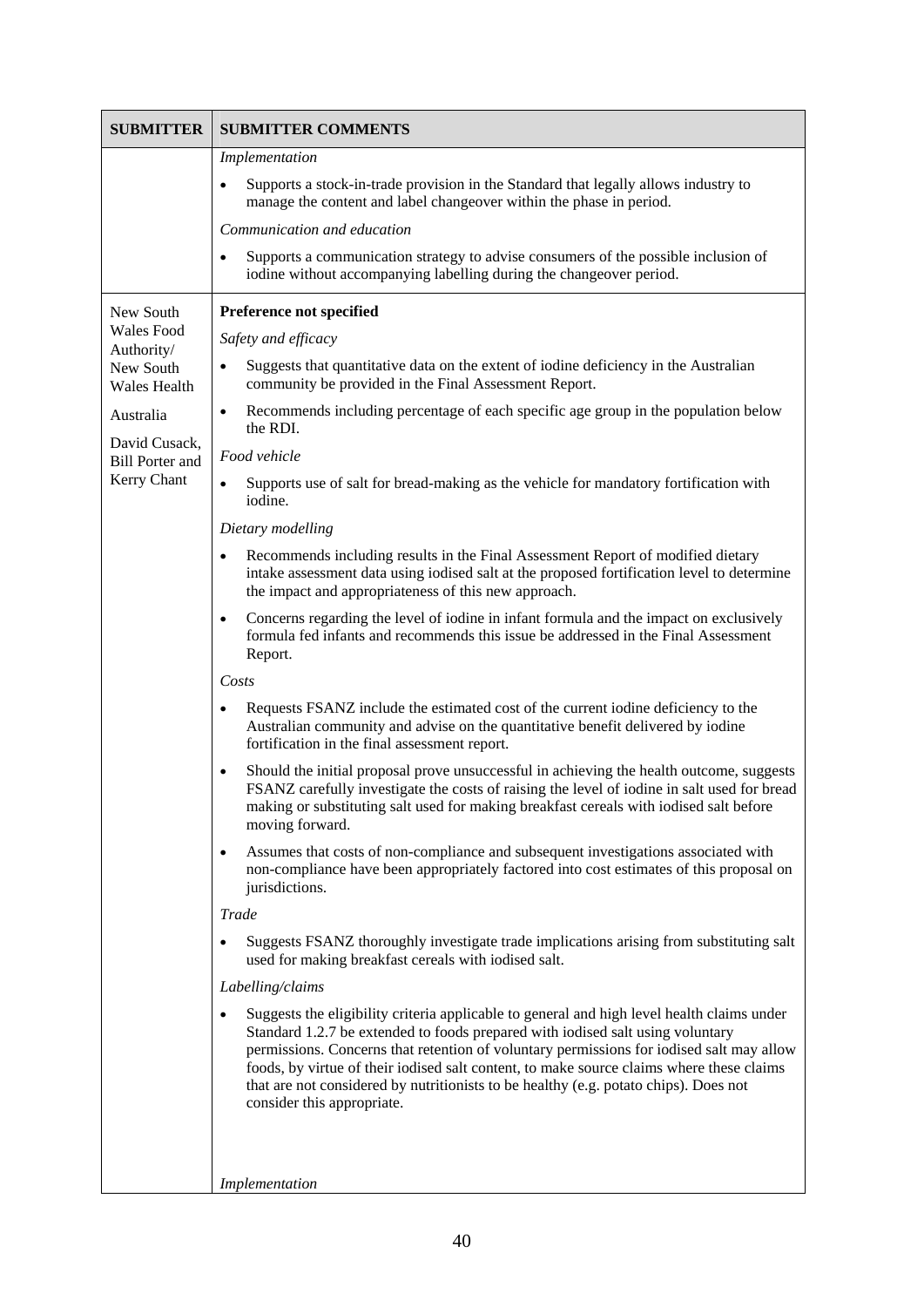| SUBMITTER | SUBMITTER COMMENTS |
|---|---|
| | *Implementation*<br>• Supports a stock-in-trade provision in the Standard that legally allows industry to manage the content and label changeover within the phase in period.<br>*Communication and education*<br>• Supports a communication strategy to advise consumers of the possible inclusion of iodine without accompanying labelling during the changeover period. |
| New South Wales Food Authority/ New South Wales Health<br>Australia<br>David Cusack, Bill Porter and Kerry Chant | **Preference not specified**<br>*Safety and efficacy*<br>• Suggests that quantitative data on the extent of iodine deficiency in the Australian community be provided in the Final Assessment Report.<br>• Recommends including percentage of each specific age group in the population below the RDI.<br>*Food vehicle*<br>• Supports use of salt for bread-making as the vehicle for mandatory fortification with iodine.<br>*Dietary modelling*<br>• Recommends including results in the Final Assessment Report of modified dietary intake assessment data using iodised salt at the proposed fortification level to determine the impact and appropriateness of this new approach.<br>• Concerns regarding the level of iodine in infant formula and the impact on exclusively formula fed infants and recommends this issue be addressed in the Final Assessment Report.<br>*Costs*<br>• Requests FSANZ include the estimated cost of the current iodine deficiency to the Australian community and advise on the quantitative benefit delivered by iodine fortification in the final assessment report.<br>• Should the initial proposal prove unsuccessful in achieving the health outcome, suggests FSANZ carefully investigate the costs of raising the level of iodine in salt used for bread making or substituting salt used for making breakfast cereals with iodised salt before moving forward.<br>• Assumes that costs of non-compliance and subsequent investigations associated with non-compliance have been appropriately factored into cost estimates of this proposal on jurisdictions.<br>*Trade*<br>• Suggests FSANZ thoroughly investigate trade implications arising from substituting salt used for making breakfast cereals with iodised salt.<br>*Labelling/claims*<br>• Suggests the eligibility criteria applicable to general and high level health claims under Standard 1.2.7 be extended to foods prepared with iodised salt using voluntary permissions. Concerns that retention of voluntary permissions for iodised salt may allow foods, by virtue of their iodised salt content, to make source claims where these claims that are not considered by nutritionists to be healthy (e.g. potato chips). Does not consider this appropriate.<br>*Implementation* |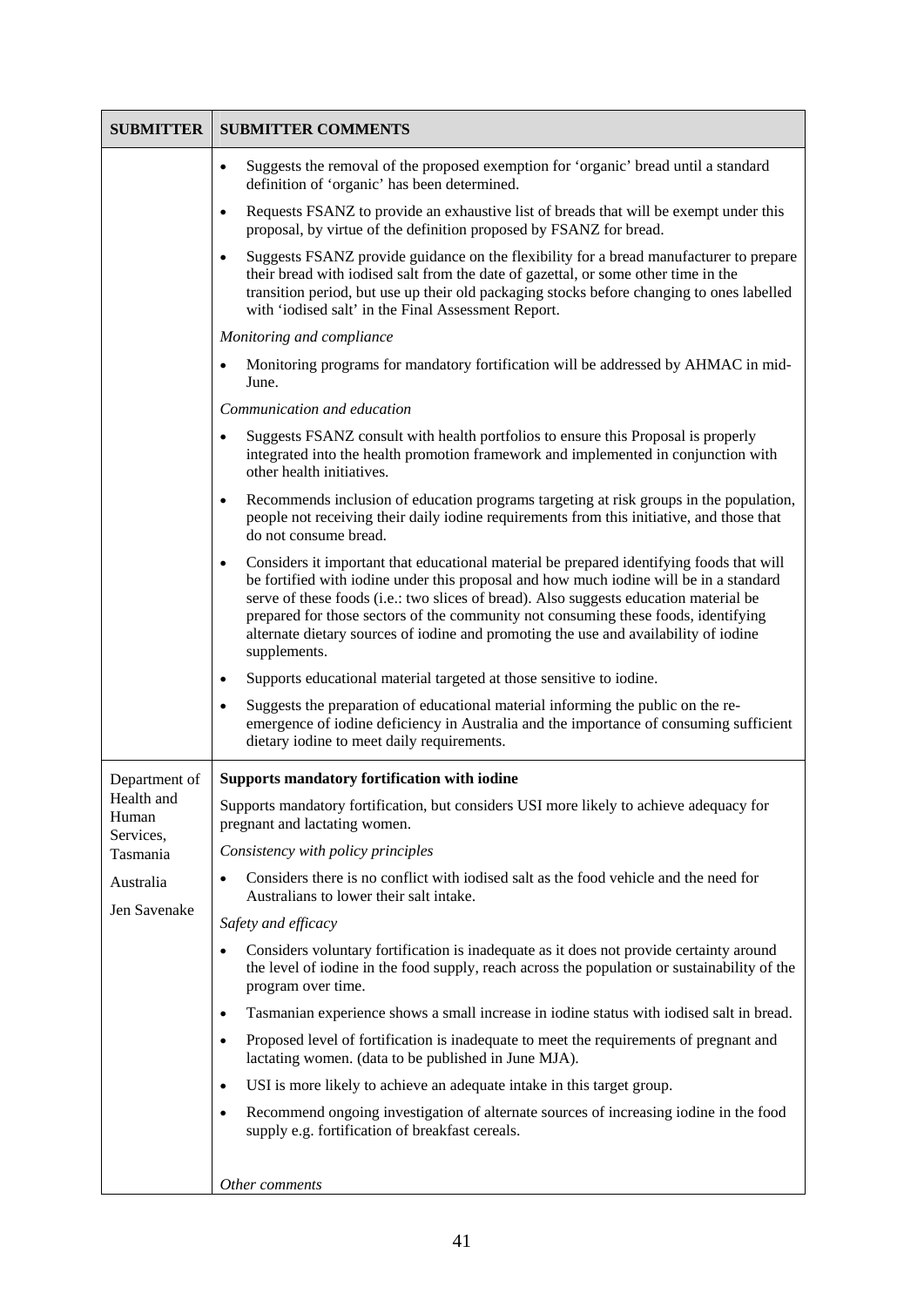| SUBMITTER | SUBMITTER COMMENTS |
|---|---|
| | • Suggests the removal of the proposed exemption for 'organic' bread until a standard definition of 'organic' has been determined.<br>• Requests FSANZ to provide an exhaustive list of breads that will be exempt under this proposal, by virtue of the definition proposed by FSANZ for bread.<br>• Suggests FSANZ provide guidance on the flexibility for a bread manufacturer to prepare their bread with iodised salt from the date of gazettal, or some other time in the transition period, but use up their old packaging stocks before changing to ones labelled with 'iodised salt' in the Final Assessment Report.<br>*Monitoring and compliance*<br>• Monitoring programs for mandatory fortification will be addressed by AHMAC in mid-June.<br>*Communication and education*<br>• Suggests FSANZ consult with health portfolios to ensure this Proposal is properly integrated into the health promotion framework and implemented in conjunction with other health initiatives.<br>• Recommends inclusion of education programs targeting at risk groups in the population, people not receiving their daily iodine requirements from this initiative, and those that do not consume bread.<br>• Considers it important that educational material be prepared identifying foods that will be fortified with iodine under this proposal and how much iodine will be in a standard serve of these foods (i.e.: two slices of bread). Also suggests education material be prepared for those sectors of the community not consuming these foods, identifying alternate dietary sources of iodine and promoting the use and availability of iodine supplements.<br>• Supports educational material targeted at those sensitive to iodine.<br>• Suggests the preparation of educational material informing the public on the re-emergence of iodine deficiency in Australia and the importance of consuming sufficient dietary iodine to meet daily requirements. |
| Department of Health and Human Services, Tasmania<br><br>Australia<br><br>Jen Savenake | **Supports mandatory fortification with iodine**<br>Supports mandatory fortification, but considers USI more likely to achieve adequacy for pregnant and lactating women.<br>*Consistency with policy principles*<br>• Considers there is no conflict with iodised salt as the food vehicle and the need for Australians to lower their salt intake.<br>*Safety and efficacy*<br>• Considers voluntary fortification is inadequate as it does not provide certainty around the level of iodine in the food supply, reach across the population or sustainability of the program over time.<br>• Tasmanian experience shows a small increase in iodine status with iodised salt in bread.<br>• Proposed level of fortification is inadequate to meet the requirements of pregnant and lactating women. (data to be published in June MJA).<br>• USI is more likely to achieve an adequate intake in this target group.<br>• Recommend ongoing investigation of alternate sources of increasing iodine in the food supply e.g. fortification of breakfast cereals.<br><br>*Other comments* |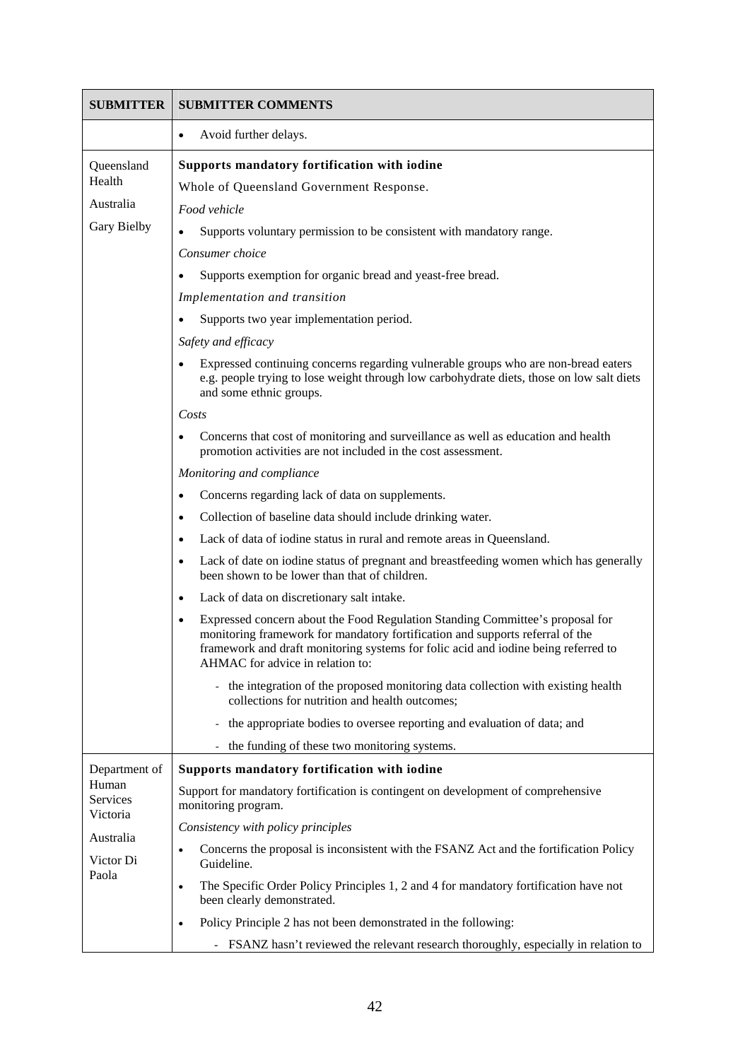| SUBMITTER | SUBMITTER COMMENTS |
|---|---|
| | • Avoid further delays. |
| Queensland Health<br><br>Australia<br><br>Gary Bielby | **Supports mandatory fortification with iodine**<br><br>Whole of Queensland Government Response.<br><br>*Food vehicle*<br><br>• Supports voluntary permission to be consistent with mandatory range.<br><br>*Consumer choice*<br><br>• Supports exemption for organic bread and yeast-free bread.<br><br>*Implementation and transition*<br><br>• Supports two year implementation period.<br><br>*Safety and efficacy*<br><br>• Expressed continuing concerns regarding vulnerable groups who are non-bread eaters e.g. people trying to lose weight through low carbohydrate diets, those on low salt diets and some ethnic groups.<br><br>*Costs*<br><br>• Concerns that cost of monitoring and surveillance as well as education and health promotion activities are not included in the cost assessment.<br><br>*Monitoring and compliance*<br><br>• Concerns regarding lack of data on supplements.<br><br>• Collection of baseline data should include drinking water.<br><br>• Lack of data of iodine status in rural and remote areas in Queensland.<br><br>• Lack of date on iodine status of pregnant and breastfeeding women which has generally been shown to be lower than that of children.<br><br>• Lack of data on discretionary salt intake.<br><br>• Expressed concern about the Food Regulation Standing Committee's proposal for monitoring framework for mandatory fortification and supports referral of the framework and draft monitoring systems for folic acid and iodine being referred to AHMAC for advice in relation to:<br><br>- the integration of the proposed monitoring data collection with existing health collections for nutrition and health outcomes;<br><br>- the appropriate bodies to oversee reporting and evaluation of data; and<br><br>- the funding of these two monitoring systems. |
| Department of Human Services Victoria<br><br>Australia<br><br>Victor Di Paola | **Supports mandatory fortification with iodine**<br><br>Support for mandatory fortification is contingent on development of comprehensive monitoring program.<br><br>*Consistency with policy principles*<br><br>• Concerns the proposal is inconsistent with the FSANZ Act and the fortification Policy Guideline.<br><br>• The Specific Order Policy Principles 1, 2 and 4 for mandatory fortification have not been clearly demonstrated.<br><br>• Policy Principle 2 has not been demonstrated in the following:<br><br>- FSANZ hasn't reviewed the relevant research thoroughly, especially in relation to |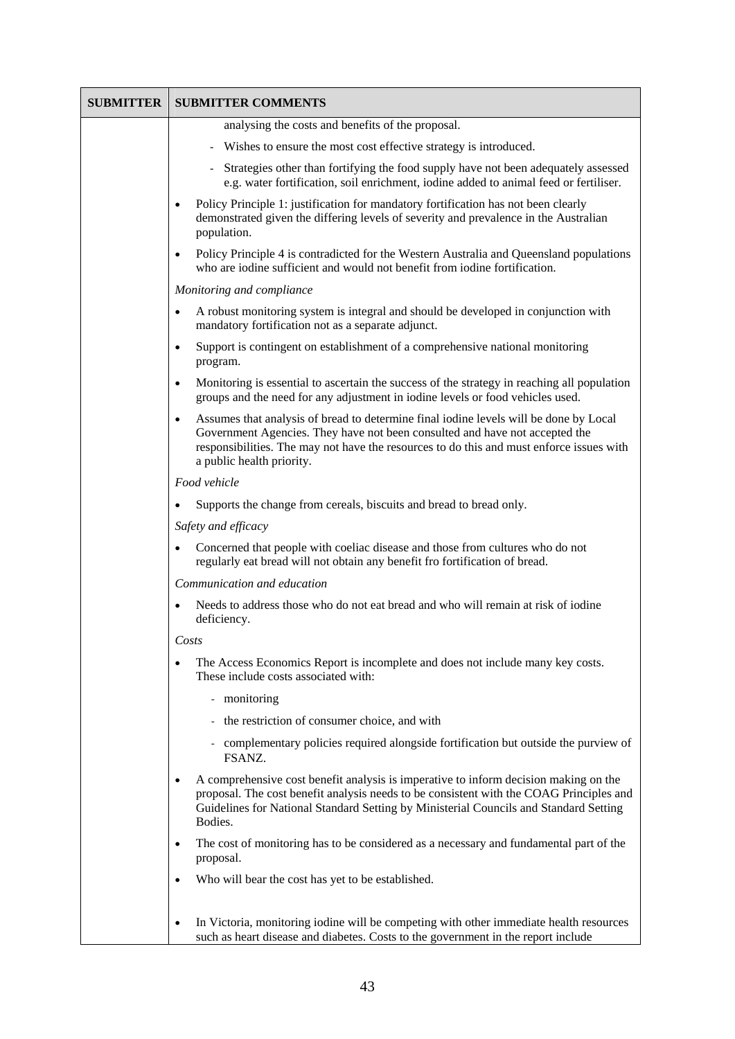| SUBMITTER | SUBMITTER COMMENTS |
|---|---|
| | analysing the costs and benefits of the proposal.<br>- Wishes to ensure the most cost effective strategy is introduced.<br>- Strategies other than fortifying the food supply have not been adequately assessed e.g. water fortification, soil enrichment, iodine added to animal feed or fertiliser.<br>• Policy Principle 1: justification for mandatory fortification has not been clearly demonstrated given the differing levels of severity and prevalence in the Australian population.<br>• Policy Principle 4 is contradicted for the Western Australia and Queensland populations who are iodine sufficient and would not benefit from iodine fortification.<br>*Monitoring and compliance*<br>• A robust monitoring system is integral and should be developed in conjunction with mandatory fortification not as a separate adjunct.<br>• Support is contingent on establishment of a comprehensive national monitoring program.<br>• Monitoring is essential to ascertain the success of the strategy in reaching all population groups and the need for any adjustment in iodine levels or food vehicles used.<br>• Assumes that analysis of bread to determine final iodine levels will be done by Local Government Agencies. They have not been consulted and have not accepted the responsibilities. The may not have the resources to do this and must enforce issues with a public health priority.<br>*Food vehicle*<br>• Supports the change from cereals, biscuits and bread to bread only.<br>*Safety and efficacy*<br>• Concerned that people with coeliac disease and those from cultures who do not regularly eat bread will not obtain any benefit fro fortification of bread.<br>*Communication and education*<br>• Needs to address those who do not eat bread and who will remain at risk of iodine deficiency.<br>*Costs*<br>• The Access Economics Report is incomplete and does not include many key costs. These include costs associated with:<br>- monitoring<br>- the restriction of consumer choice, and with<br>- complementary policies required alongside fortification but outside the purview of FSANZ.<br>• A comprehensive cost benefit analysis is imperative to inform decision making on the proposal. The cost benefit analysis needs to be consistent with the COAG Principles and Guidelines for National Standard Setting by Ministerial Councils and Standard Setting Bodies.<br>• The cost of monitoring has to be considered as a necessary and fundamental part of the proposal.<br>• Who will bear the cost has yet to be established.<br>• In Victoria, monitoring iodine will be competing with other immediate health resources such as heart disease and diabetes. Costs to the government in the report include |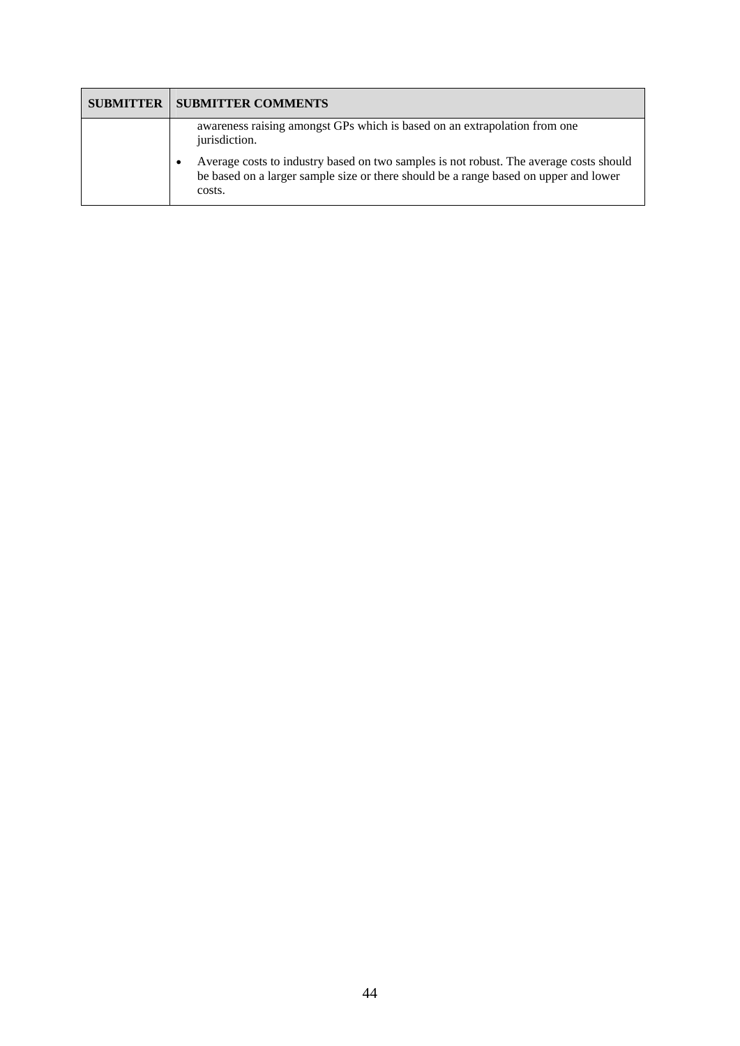| SUBMITTER | SUBMITTER COMMENTS |
|---|---|
| | awareness raising amongst GPs which is based on an extrapolation from one jurisdiction.<br>• Average costs to industry based on two samples is not robust. The average costs should be based on a larger sample size or there should be a range based on upper and lower costs. |